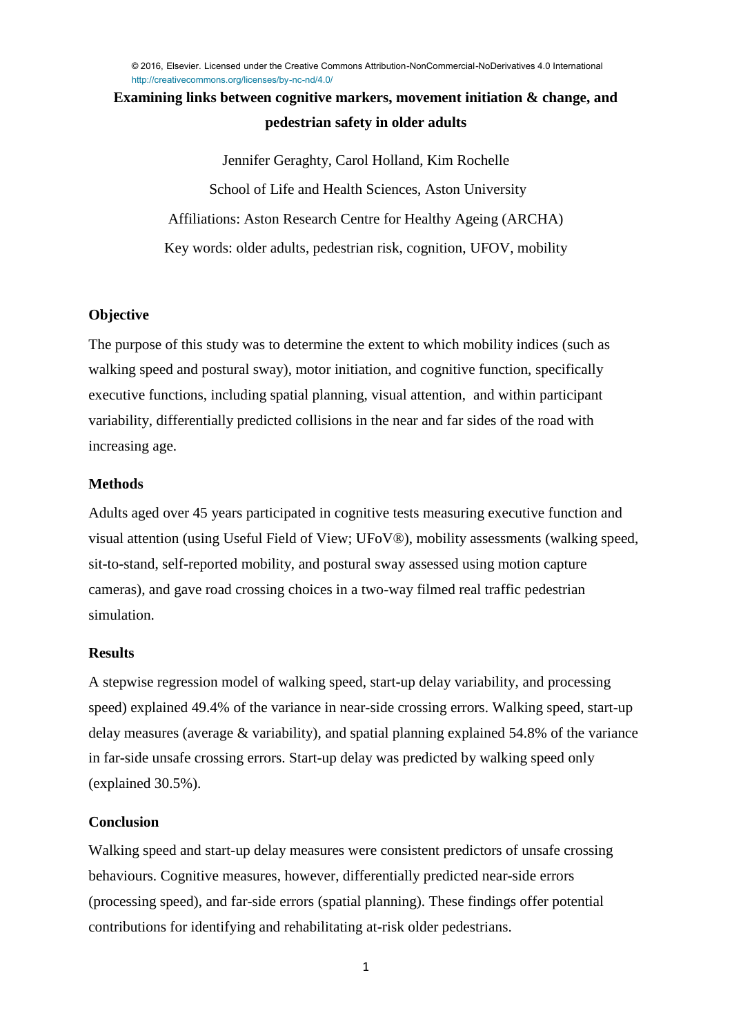© 2016, Elsevier. Licensed under the Creative Commons Attribution-NonCommercial-NoDerivatives 4.0 International http://creativecommons.org/licenses/by-nc-nd/4.0/

# Examining links between cognitive markers, movement initiation & change, and pedestrian safety in older adults

Jennifer Geraghty, Carol Holland, Kim Rochelle

School of Life and Health Sciences, Aston University

Affiliations: Aston Research Centre for Healthy Ageing (ARCHA)

Key words: older adults, pedestrian risk, cognition, UFOV, mobility

## Objective

The purpose of this study was to determine the extent to which mobility indices (such as walking speed and postural sway), motor initiation, and cognitive function, specifically executive functions, including spatial planning, visual attention, and within participant variability, differentially predicted collisions in the near and far sides of the road with increasing age.

## Methods

Adults aged over 45 years participated in cognitive tests measuring executive function and visual attention (using Useful Field of View; UFoV®), mobility assessments (walking speed, sit-to-stand, self-reported mobility, and postural sway assessed using motion capture cameras), and gave road crossing choices in a two-way filmed real traffic pedestrian simulation.

## Results

A stepwise regression model of walking speed, start-up delay variability, and processing speed) explained 49.4% of the variance in near-side crossing errors. Walking speed, start-up delay measures (average & variability), and spatial planning explained 54.8% of the variance in far-side unsafe crossing errors. Start-up delay was predicted by walking speed only (explained 30.5%).

## Conclusion

Walking speed and start-up delay measures were consistent predictors of unsafe crossing behaviours. Cognitive measures, however, differentially predicted near-side errors (processing speed), and far-side errors (spatial planning). These findings offer potential contributions for identifying and rehabilitating at-risk older pedestrians.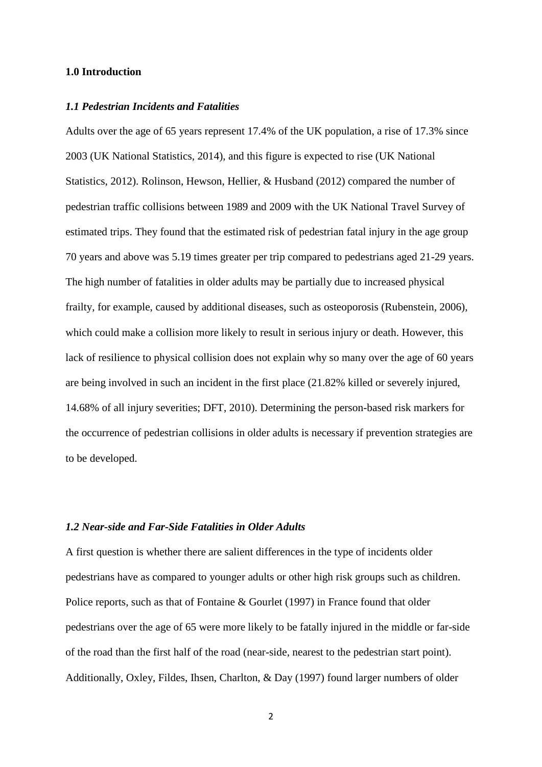## 1.0 Introduction

### *1.1 Pedestrian Incidents and Fatalities*

Adults over the age of 65 years represent 17.4% of the UK population, a rise of 17.3% since 2003 (UK National Statistics, 2014), and this figure is expected to rise (UK National Statistics, 2012). Rolinson, Hewson, Hellier, & Husband (2012) compared the number of pedestrian traffic collisions between 1989 and 2009 with the UK National Travel Survey of estimated trips. They found that the estimated risk of pedestrian fatal injury in the age group 70 years and above was 5.19 times greater per trip compared to pedestrians aged 21-29 years. The high number of fatalities in older adults may be partially due to increased physical frailty, for example, caused by additional diseases, such as osteoporosis (Rubenstein, 2006), which could make a collision more likely to result in serious injury or death. However, this lack of resilience to physical collision does not explain why so many over the age of 60 years are being involved in such an incident in the first place (21.82% killed or severely injured, 14.68% of all injury severities; DFT, 2010). Determining the person-based risk markers for the occurrence of pedestrian collisions in older adults is necessary if prevention strategies are to be developed.

### *1.2 Near-side and Far-Side Fatalities in Older Adults*

A first question is whether there are salient differences in the type of incidents older pedestrians have as compared to younger adults or other high risk groups such as children. Police reports, such as that of Fontaine & Gourlet (1997) in France found that older pedestrians over the age of 65 were more likely to be fatally injured in the middle or far-side of the road than the first half of the road (near-side, nearest to the pedestrian start point). Additionally, Oxley, Fildes, Ihsen, Charlton, & Day (1997) found larger numbers of older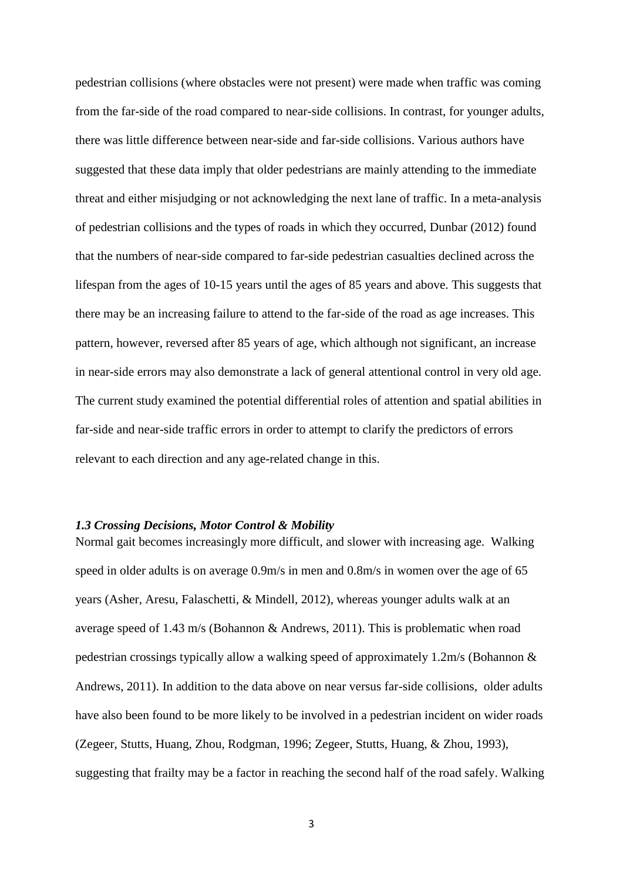pedestrian collisions (where obstacles were not present) were made when traffic was coming from the far-side of the road compared to near-side collisions. In contrast, for younger adults, there was little difference between near-side and far-side collisions. Various authors have suggested that these data imply that older pedestrians are mainly attending to the immediate threat and either misjudging or not acknowledging the next lane of traffic. In a meta-analysis of pedestrian collisions and the types of roads in which they occurred, Dunbar (2012) found that the numbers of near-side compared to far-side pedestrian casualties declined across the lifespan from the ages of 10-15 years until the ages of 85 years and above. This suggests that there may be an increasing failure to attend to the far-side of the road as age increases. This pattern, however, reversed after 85 years of age, which although not significant, an increase in near-side errors may also demonstrate a lack of general attentional control in very old age. The current study examined the potential differential roles of attention and spatial abilities in far-side and near-side traffic errors in order to attempt to clarify the predictors of errors relevant to each direction and any age-related change in this.

### *1.3 Crossing Decisions, Motor Control & Mobility*

Normal gait becomes increasingly more difficult, and slower with increasing age. Walking speed in older adults is on average 0.9m/s in men and 0.8m/s in women over the age of 65 years (Asher, Aresu, Falaschetti, & Mindell, 2012), whereas younger adults walk at an average speed of 1.43 m/s (Bohannon & Andrews, 2011). This is problematic when road pedestrian crossings typically allow a walking speed of approximately 1.2m/s (Bohannon & Andrews, 2011). In addition to the data above on near versus far-side collisions, older adults have also been found to be more likely to be involved in a pedestrian incident on wider roads (Zegeer, Stutts, Huang, Zhou, Rodgman, 1996; Zegeer, Stutts, Huang, & Zhou, 1993), suggesting that frailty may be a factor in reaching the second half of the road safely. Walking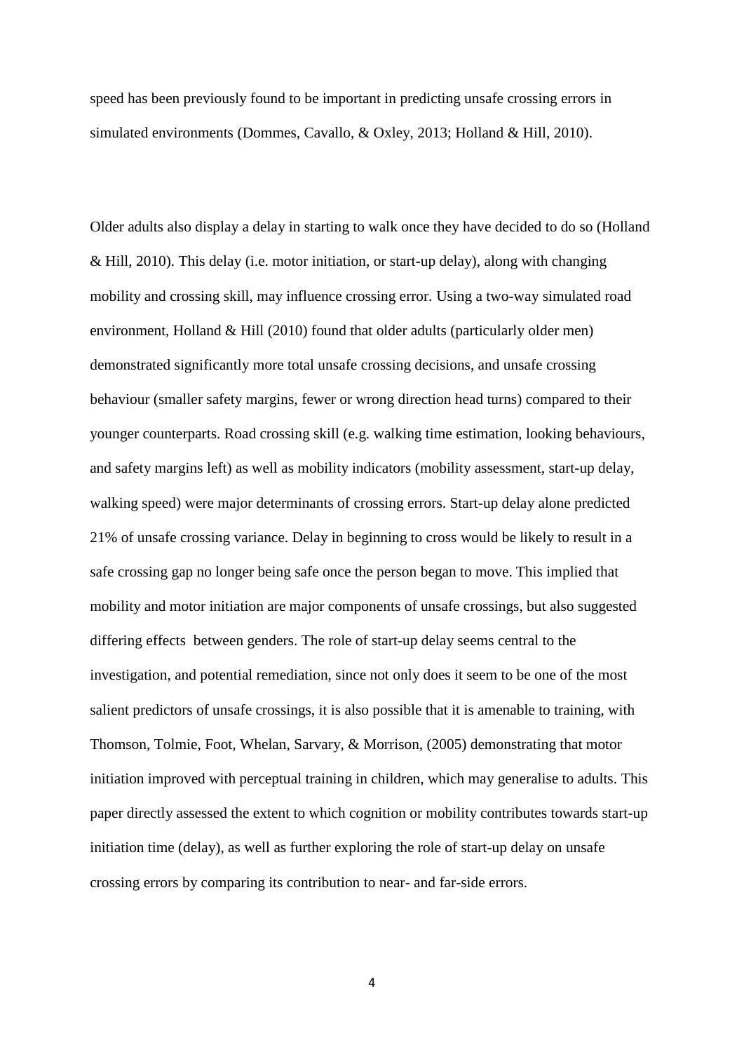speed has been previously found to be important in predicting unsafe crossing errors in simulated environments (Dommes, Cavallo, & Oxley, 2013; Holland & Hill, 2010).

Older adults also display a delay in starting to walk once they have decided to do so (Holland & Hill, 2010). This delay (i.e. motor initiation, or start-up delay), along with changing mobility and crossing skill, may influence crossing error. Using a two-way simulated road environment, Holland & Hill (2010) found that older adults (particularly older men) demonstrated significantly more total unsafe crossing decisions, and unsafe crossing behaviour (smaller safety margins, fewer or wrong direction head turns) compared to their younger counterparts. Road crossing skill (e.g. walking time estimation, looking behaviours, and safety margins left) as well as mobility indicators (mobility assessment, start-up delay, walking speed) were major determinants of crossing errors. Start-up delay alone predicted 21% of unsafe crossing variance. Delay in beginning to cross would be likely to result in a safe crossing gap no longer being safe once the person began to move. This implied that mobility and motor initiation are major components of unsafe crossings, but also suggested differing effects between genders. The role of start-up delay seems central to the investigation, and potential remediation, since not only does it seem to be one of the most salient predictors of unsafe crossings, it is also possible that it is amenable to training, with Thomson, Tolmie, Foot, Whelan, Sarvary, & Morrison, (2005) demonstrating that motor initiation improved with perceptual training in children, which may generalise to adults. This paper directly assessed the extent to which cognition or mobility contributes towards start-up initiation time (delay), as well as further exploring the role of start-up delay on unsafe crossing errors by comparing its contribution to near- and far-side errors.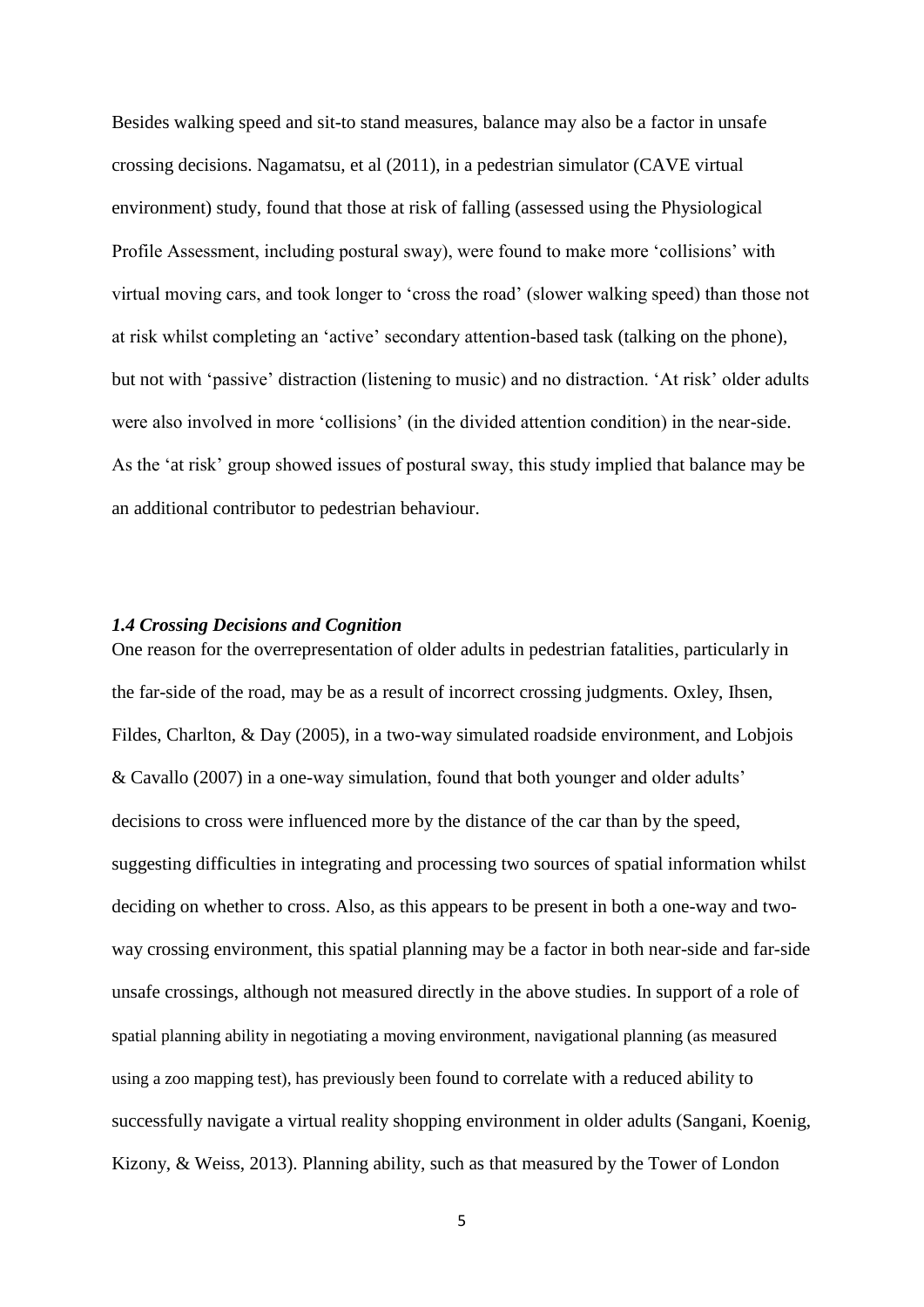Besides walking speed and sit-to stand measures, balance may also be a factor in unsafe crossing decisions. Nagamatsu, et al (2011), in a pedestrian simulator (CAVE virtual environment) study, found that those at risk of falling (assessed using the Physiological Profile Assessment, including postural sway), were found to make more 'collisions' with virtual moving cars, and took longer to 'cross the road' (slower walking speed) than those not at risk whilst completing an 'active' secondary attention-based task (talking on the phone), but not with 'passive' distraction (listening to music) and no distraction. 'At risk' older adults were also involved in more 'collisions' (in the divided attention condition) in the near-side. As the 'at risk' group showed issues of postural sway, this study implied that balance may be an additional contributor to pedestrian behaviour.

### *1.4 Crossing Decisions and Cognition*

One reason for the overrepresentation of older adults in pedestrian fatalities, particularly in the far-side of the road, may be as a result of incorrect crossing judgments. Oxley, Ihsen, Fildes, Charlton, & Day (2005), in a two-way simulated roadside environment, and Lobjois & Cavallo (2007) in a one-way simulation, found that both younger and older adults' decisions to cross were influenced more by the distance of the car than by the speed, suggesting difficulties in integrating and processing two sources of spatial information whilst deciding on whether to cross. Also, as this appears to be present in both a one-way and two-way crossing environment, this spatial planning may be a factor in both near-side and far-side unsafe crossings, although not measured directly in the above studies. In support of a role of spatial planning ability in negotiating a moving environment, navigational planning (as measured using a zoo mapping test), has previously been found to correlate with a reduced ability to successfully navigate a virtual reality shopping environment in older adults (Sangani, Koenig, Kizony, & Weiss, 2013). Planning ability, such as that measured by the Tower of London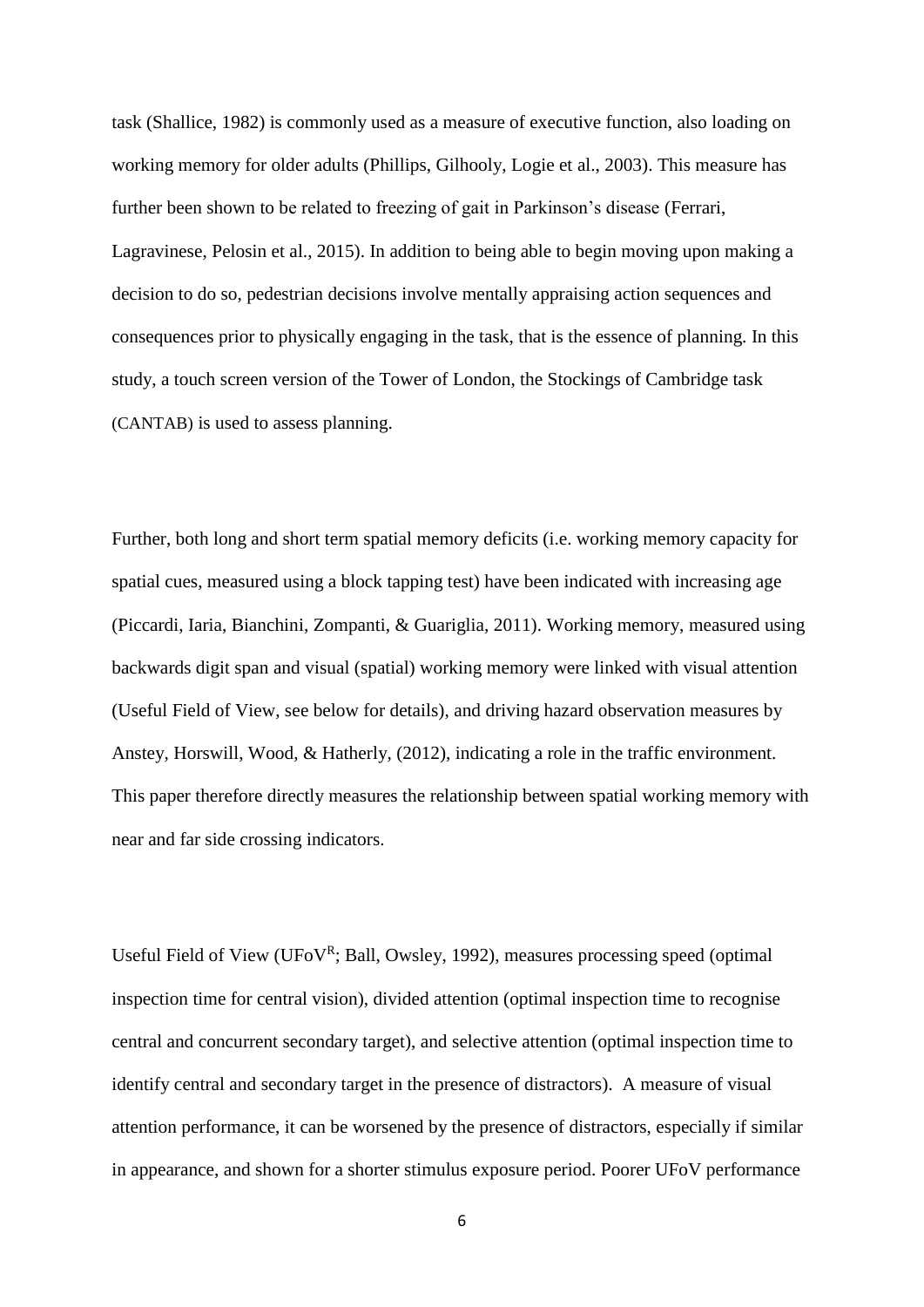task (Shallice, 1982) is commonly used as a measure of executive function, also loading on working memory for older adults (Phillips, Gilhooly, Logie et al., 2003). This measure has further been shown to be related to freezing of gait in Parkinson's disease (Ferrari, Lagravinese, Pelosin et al., 2015). In addition to being able to begin moving upon making a decision to do so, pedestrian decisions involve mentally appraising action sequences and consequences prior to physically engaging in the task, that is the essence of planning. In this study, a touch screen version of the Tower of London, the Stockings of Cambridge task (CANTAB) is used to assess planning.

Further, both long and short term spatial memory deficits (i.e. working memory capacity for spatial cues, measured using a block tapping test) have been indicated with increasing age (Piccardi, Iaria, Bianchini, Zompanti, & Guariglia, 2011). Working memory, measured using backwards digit span and visual (spatial) working memory were linked with visual attention (Useful Field of View, see below for details), and driving hazard observation measures by Anstey, Horswill, Wood, & Hatherly, (2012), indicating a role in the traffic environment. This paper therefore directly measures the relationship between spatial working memory with near and far side crossing indicators.

Useful Field of View (UFoV$^{R}$; Ball, Owsley, 1992), measures processing speed (optimal inspection time for central vision), divided attention (optimal inspection time to recognise central and concurrent secondary target), and selective attention (optimal inspection time to identify central and secondary target in the presence of distractors). A measure of visual attention performance, it can be worsened by the presence of distractors, especially if similar in appearance, and shown for a shorter stimulus exposure period. Poorer UFoV performance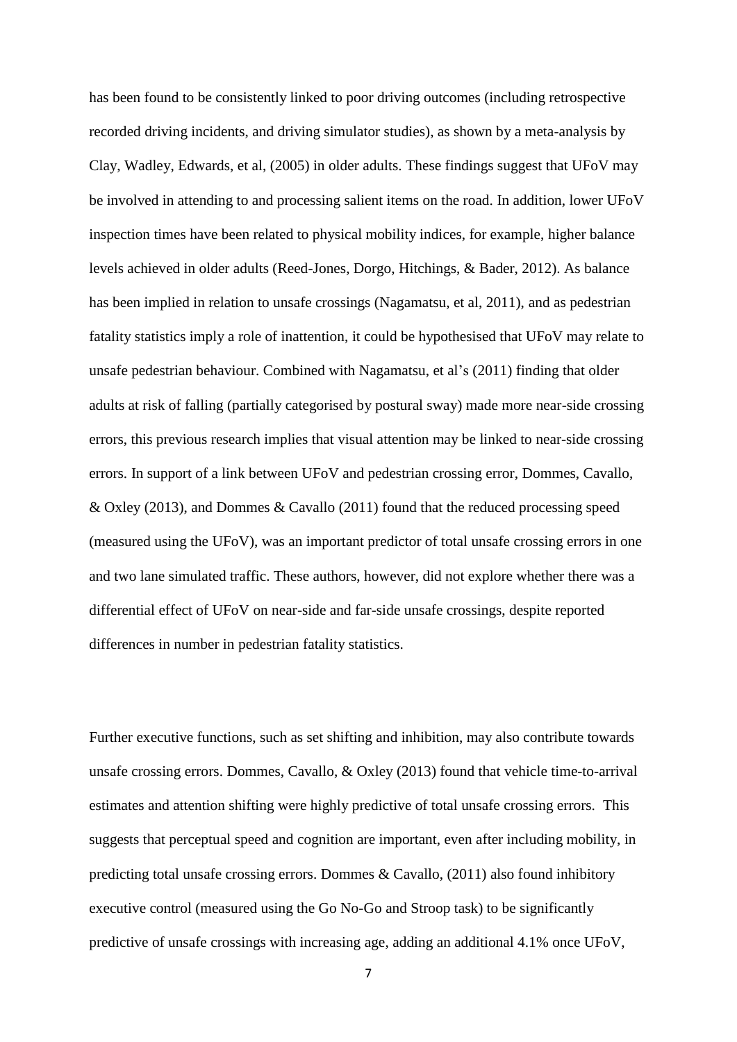has been found to be consistently linked to poor driving outcomes (including retrospective recorded driving incidents, and driving simulator studies), as shown by a meta-analysis by Clay, Wadley, Edwards, et al, (2005) in older adults. These findings suggest that UFoV may be involved in attending to and processing salient items on the road. In addition, lower UFoV inspection times have been related to physical mobility indices, for example, higher balance levels achieved in older adults (Reed-Jones, Dorgo, Hitchings, & Bader, 2012). As balance has been implied in relation to unsafe crossings (Nagamatsu, et al, 2011), and as pedestrian fatality statistics imply a role of inattention, it could be hypothesised that UFoV may relate to unsafe pedestrian behaviour. Combined with Nagamatsu, et al's (2011) finding that older adults at risk of falling (partially categorised by postural sway) made more near-side crossing errors, this previous research implies that visual attention may be linked to near-side crossing errors. In support of a link between UFoV and pedestrian crossing error, Dommes, Cavallo, & Oxley (2013), and Dommes & Cavallo (2011) found that the reduced processing speed (measured using the UFoV), was an important predictor of total unsafe crossing errors in one and two lane simulated traffic. These authors, however, did not explore whether there was a differential effect of UFoV on near-side and far-side unsafe crossings, despite reported differences in number in pedestrian fatality statistics.

Further executive functions, such as set shifting and inhibition, may also contribute towards unsafe crossing errors. Dommes, Cavallo, & Oxley (2013) found that vehicle time-to-arrival estimates and attention shifting were highly predictive of total unsafe crossing errors. This suggests that perceptual speed and cognition are important, even after including mobility, in predicting total unsafe crossing errors. Dommes & Cavallo, (2011) also found inhibitory executive control (measured using the Go No-Go and Stroop task) to be significantly predictive of unsafe crossings with increasing age, adding an additional 4.1% once UFoV,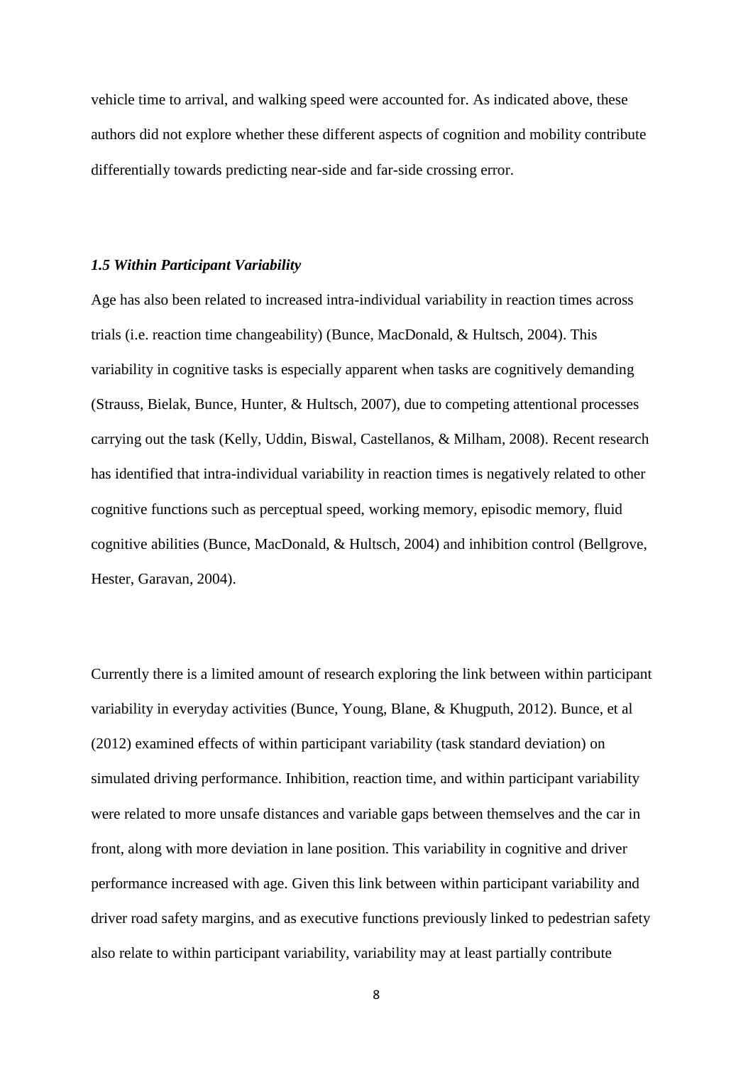vehicle time to arrival, and walking speed were accounted for. As indicated above, these authors did not explore whether these different aspects of cognition and mobility contribute differentially towards predicting near-side and far-side crossing error.

### *1.5 Within Participant Variability*

Age has also been related to increased intra-individual variability in reaction times across trials (i.e. reaction time changeability) (Bunce, MacDonald, & Hultsch, 2004). This variability in cognitive tasks is especially apparent when tasks are cognitively demanding (Strauss, Bielak, Bunce, Hunter, & Hultsch, 2007), due to competing attentional processes carrying out the task (Kelly, Uddin, Biswal, Castellanos, & Milham, 2008). Recent research has identified that intra-individual variability in reaction times is negatively related to other cognitive functions such as perceptual speed, working memory, episodic memory, fluid cognitive abilities (Bunce, MacDonald, & Hultsch, 2004) and inhibition control (Bellgrove, Hester, Garavan, 2004).

Currently there is a limited amount of research exploring the link between within participant variability in everyday activities (Bunce, Young, Blane, & Khugputh, 2012). Bunce, et al (2012) examined effects of within participant variability (task standard deviation) on simulated driving performance. Inhibition, reaction time, and within participant variability were related to more unsafe distances and variable gaps between themselves and the car in front, along with more deviation in lane position. This variability in cognitive and driver performance increased with age. Given this link between within participant variability and driver road safety margins, and as executive functions previously linked to pedestrian safety also relate to within participant variability, variability may at least partially contribute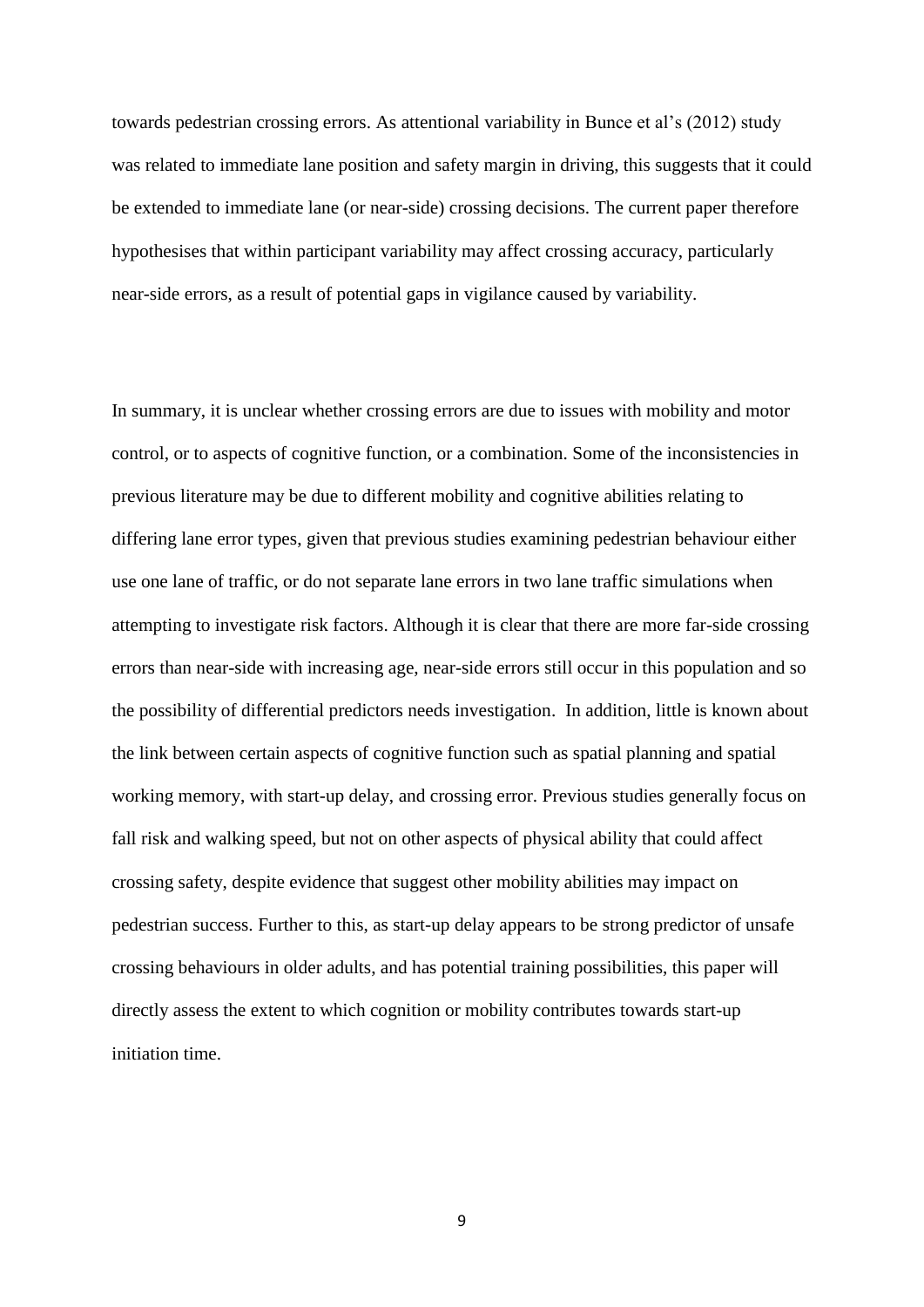towards pedestrian crossing errors. As attentional variability in Bunce et al's (2012) study was related to immediate lane position and safety margin in driving, this suggests that it could be extended to immediate lane (or near-side) crossing decisions. The current paper therefore hypothesises that within participant variability may affect crossing accuracy, particularly near-side errors, as a result of potential gaps in vigilance caused by variability.

In summary, it is unclear whether crossing errors are due to issues with mobility and motor control, or to aspects of cognitive function, or a combination. Some of the inconsistencies in previous literature may be due to different mobility and cognitive abilities relating to differing lane error types, given that previous studies examining pedestrian behaviour either use one lane of traffic, or do not separate lane errors in two lane traffic simulations when attempting to investigate risk factors. Although it is clear that there are more far-side crossing errors than near-side with increasing age, near-side errors still occur in this population and so the possibility of differential predictors needs investigation. In addition, little is known about the link between certain aspects of cognitive function such as spatial planning and spatial working memory, with start-up delay, and crossing error. Previous studies generally focus on fall risk and walking speed, but not on other aspects of physical ability that could affect crossing safety, despite evidence that suggest other mobility abilities may impact on pedestrian success. Further to this, as start-up delay appears to be strong predictor of unsafe crossing behaviours in older adults, and has potential training possibilities, this paper will directly assess the extent to which cognition or mobility contributes towards start-up initiation time.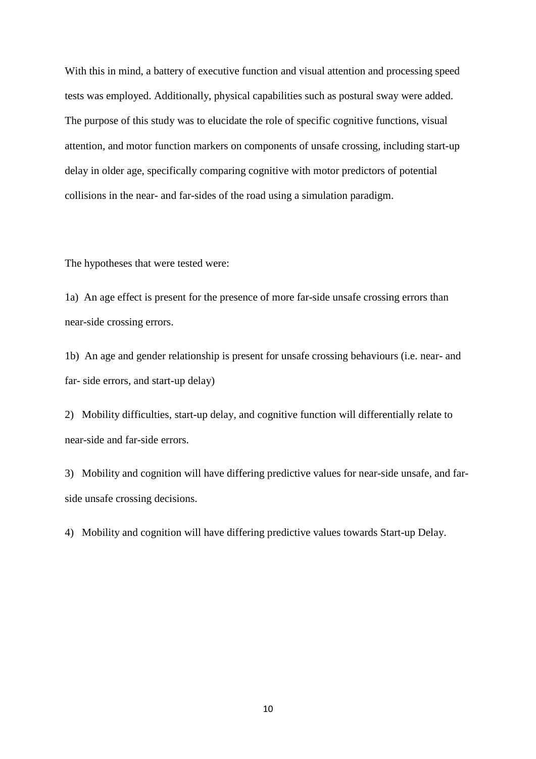With this in mind, a battery of executive function and visual attention and processing speed tests was employed. Additionally, physical capabilities such as postural sway were added. The purpose of this study was to elucidate the role of specific cognitive functions, visual attention, and motor function markers on components of unsafe crossing, including start-up delay in older age, specifically comparing cognitive with motor predictors of potential collisions in the near- and far-sides of the road using a simulation paradigm.

The hypotheses that were tested were:

1a) An age effect is present for the presence of more far-side unsafe crossing errors than near-side crossing errors.

1b) An age and gender relationship is present for unsafe crossing behaviours (i.e. near- and far- side errors, and start-up delay)

2) Mobility difficulties, start-up delay, and cognitive function will differentially relate to near-side and far-side errors.

3) Mobility and cognition will have differing predictive values for near-side unsafe, and far-side unsafe crossing decisions.

4) Mobility and cognition will have differing predictive values towards Start-up Delay.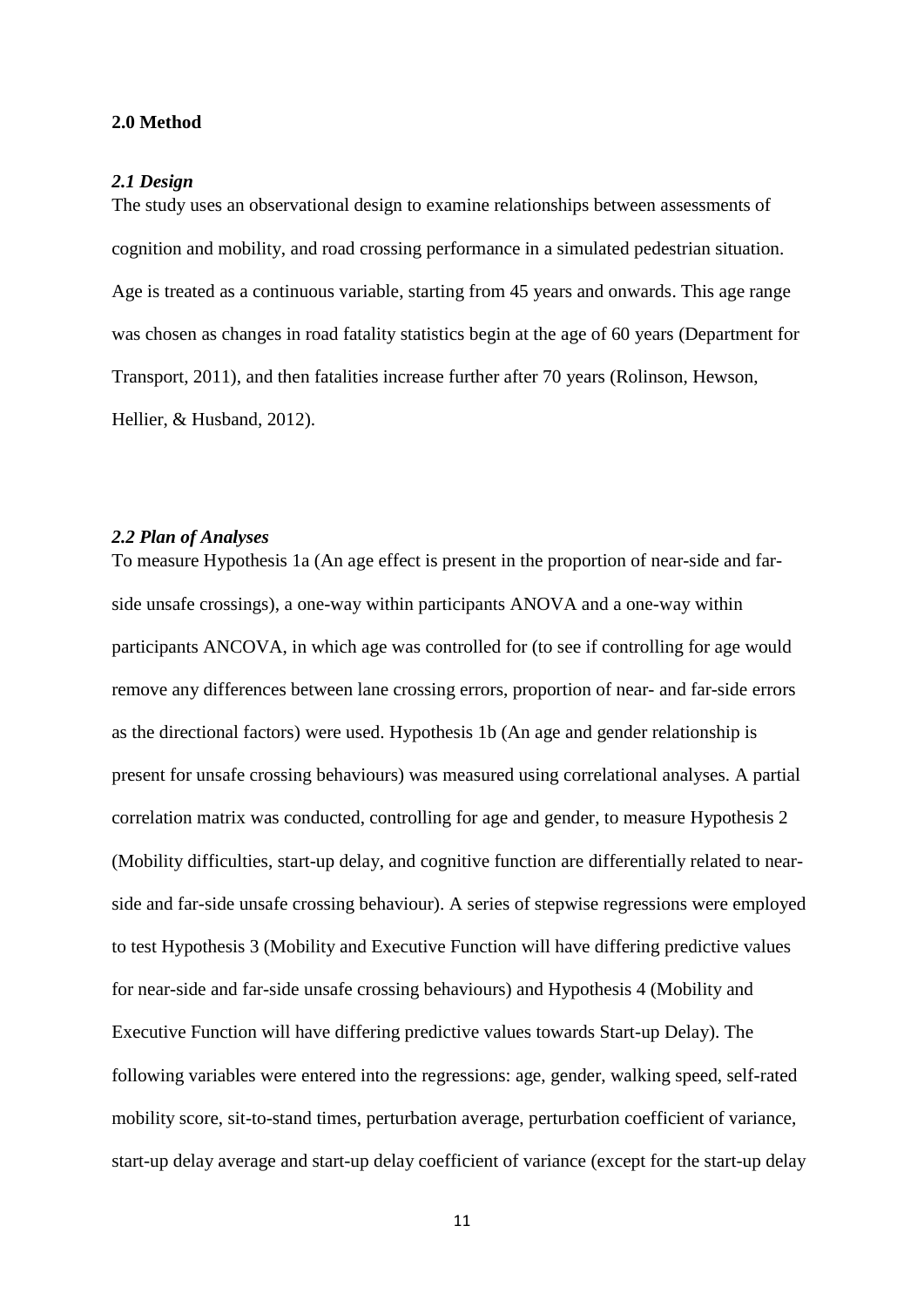## 2.0 Method

### *2.1 Design*

The study uses an observational design to examine relationships between assessments of cognition and mobility, and road crossing performance in a simulated pedestrian situation. Age is treated as a continuous variable, starting from 45 years and onwards. This age range was chosen as changes in road fatality statistics begin at the age of 60 years (Department for Transport, 2011), and then fatalities increase further after 70 years (Rolinson, Hewson, Hellier, & Husband, 2012).

### *2.2 Plan of Analyses*

To measure Hypothesis 1a (An age effect is present in the proportion of near-side and far-side unsafe crossings), a one-way within participants ANOVA and a one-way within participants ANCOVA, in which age was controlled for (to see if controlling for age would remove any differences between lane crossing errors, proportion of near- and far-side errors as the directional factors) were used. Hypothesis 1b (An age and gender relationship is present for unsafe crossing behaviours) was measured using correlational analyses. A partial correlation matrix was conducted, controlling for age and gender, to measure Hypothesis 2 (Mobility difficulties, start-up delay, and cognitive function are differentially related to near-side and far-side unsafe crossing behaviour). A series of stepwise regressions were employed to test Hypothesis 3 (Mobility and Executive Function will have differing predictive values for near-side and far-side unsafe crossing behaviours) and Hypothesis 4 (Mobility and Executive Function will have differing predictive values towards Start-up Delay). The following variables were entered into the regressions: age, gender, walking speed, self-rated mobility score, sit-to-stand times, perturbation average, perturbation coefficient of variance, start-up delay average and start-up delay coefficient of variance (except for the start-up delay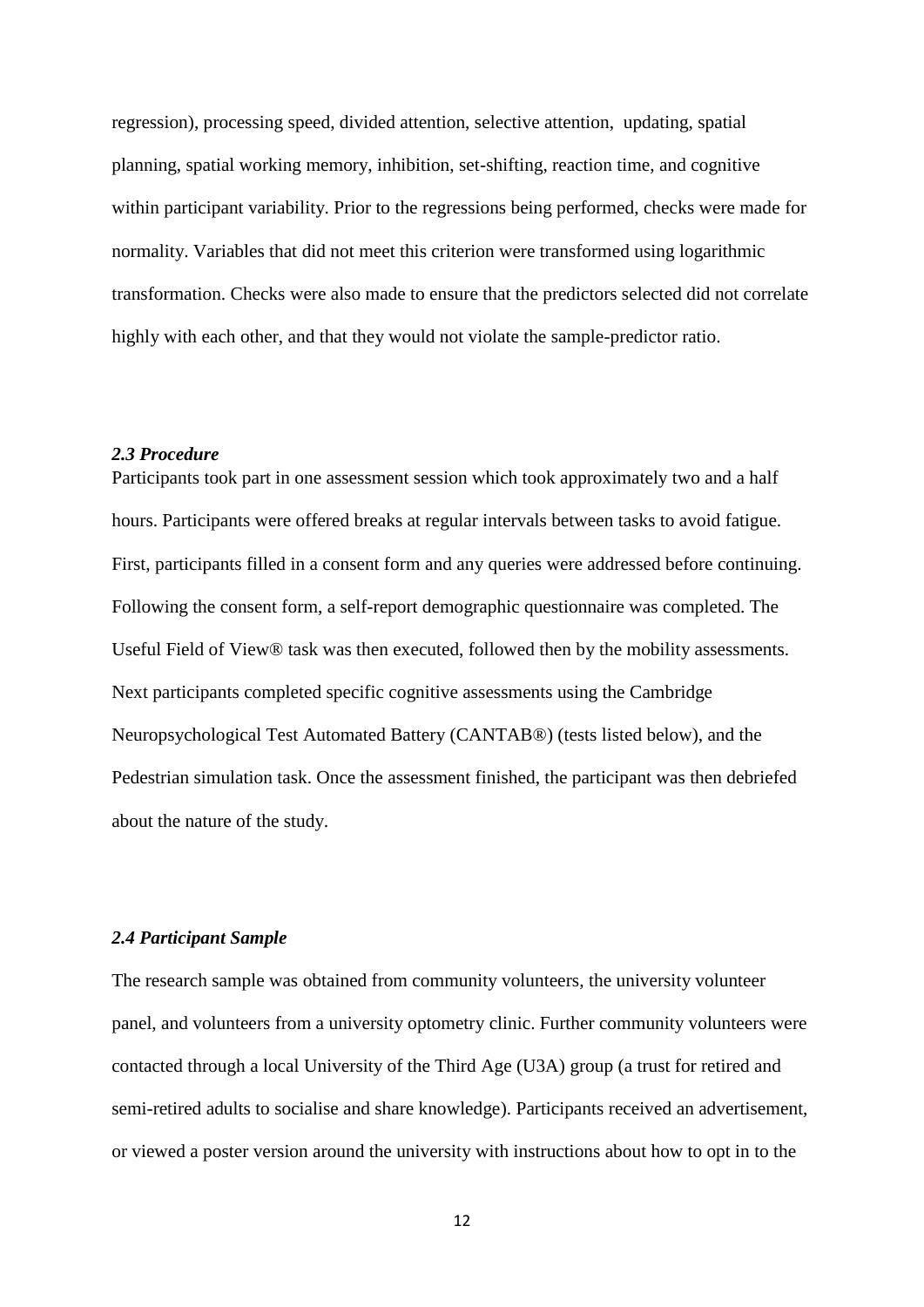regression), processing speed, divided attention, selective attention, updating, spatial planning, spatial working memory, inhibition, set-shifting, reaction time, and cognitive within participant variability. Prior to the regressions being performed, checks were made for normality. Variables that did not meet this criterion were transformed using logarithmic transformation. Checks were also made to ensure that the predictors selected did not correlate highly with each other, and that they would not violate the sample-predictor ratio.

### *2.3 Procedure*

Participants took part in one assessment session which took approximately two and a half hours. Participants were offered breaks at regular intervals between tasks to avoid fatigue. First, participants filled in a consent form and any queries were addressed before continuing. Following the consent form, a self-report demographic questionnaire was completed. The Useful Field of View® task was then executed, followed then by the mobility assessments. Next participants completed specific cognitive assessments using the Cambridge Neuropsychological Test Automated Battery (CANTAB®) (tests listed below), and the Pedestrian simulation task. Once the assessment finished, the participant was then debriefed about the nature of the study.

### *2.4 Participant Sample*

The research sample was obtained from community volunteers, the university volunteer panel, and volunteers from a university optometry clinic. Further community volunteers were contacted through a local University of the Third Age (U3A) group (a trust for retired and semi-retired adults to socialise and share knowledge). Participants received an advertisement, or viewed a poster version around the university with instructions about how to opt in to the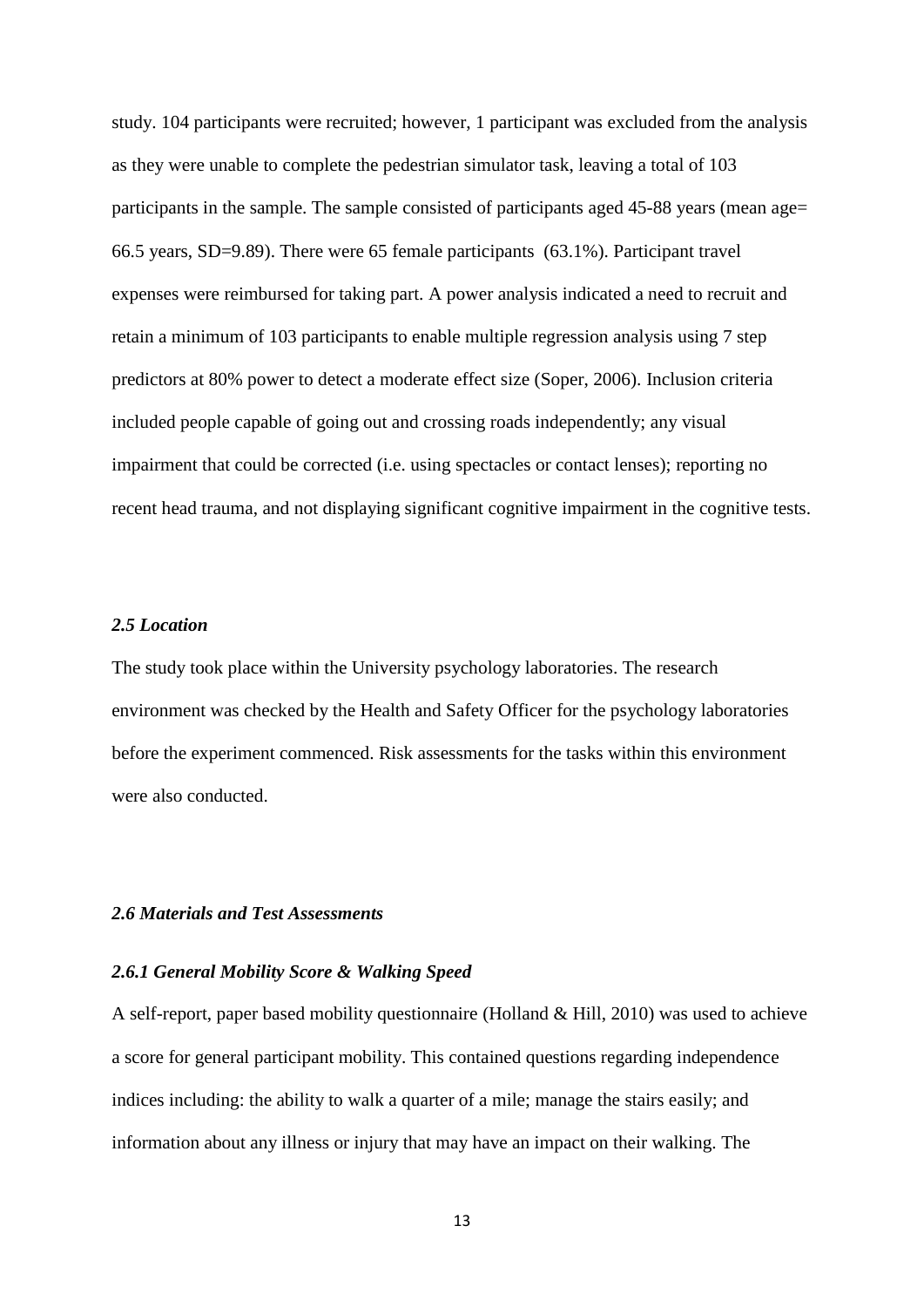study. 104 participants were recruited; however, 1 participant was excluded from the analysis as they were unable to complete the pedestrian simulator task, leaving a total of 103 participants in the sample. The sample consisted of participants aged 45-88 years (mean age= 66.5 years, SD=9.89). There were 65 female participants (63.1%). Participant travel expenses were reimbursed for taking part. A power analysis indicated a need to recruit and retain a minimum of 103 participants to enable multiple regression analysis using 7 step predictors at 80% power to detect a moderate effect size (Soper, 2006). Inclusion criteria included people capable of going out and crossing roads independently; any visual impairment that could be corrected (i.e. using spectacles or contact lenses); reporting no recent head trauma, and not displaying significant cognitive impairment in the cognitive tests.

### *2.5 Location*

The study took place within the University psychology laboratories. The research environment was checked by the Health and Safety Officer for the psychology laboratories before the experiment commenced. Risk assessments for the tasks within this environment were also conducted.

### *2.6 Materials and Test Assessments*

#### *2.6.1 General Mobility Score & Walking Speed*

A self-report, paper based mobility questionnaire (Holland & Hill, 2010) was used to achieve a score for general participant mobility. This contained questions regarding independence indices including: the ability to walk a quarter of a mile; manage the stairs easily; and information about any illness or injury that may have an impact on their walking. The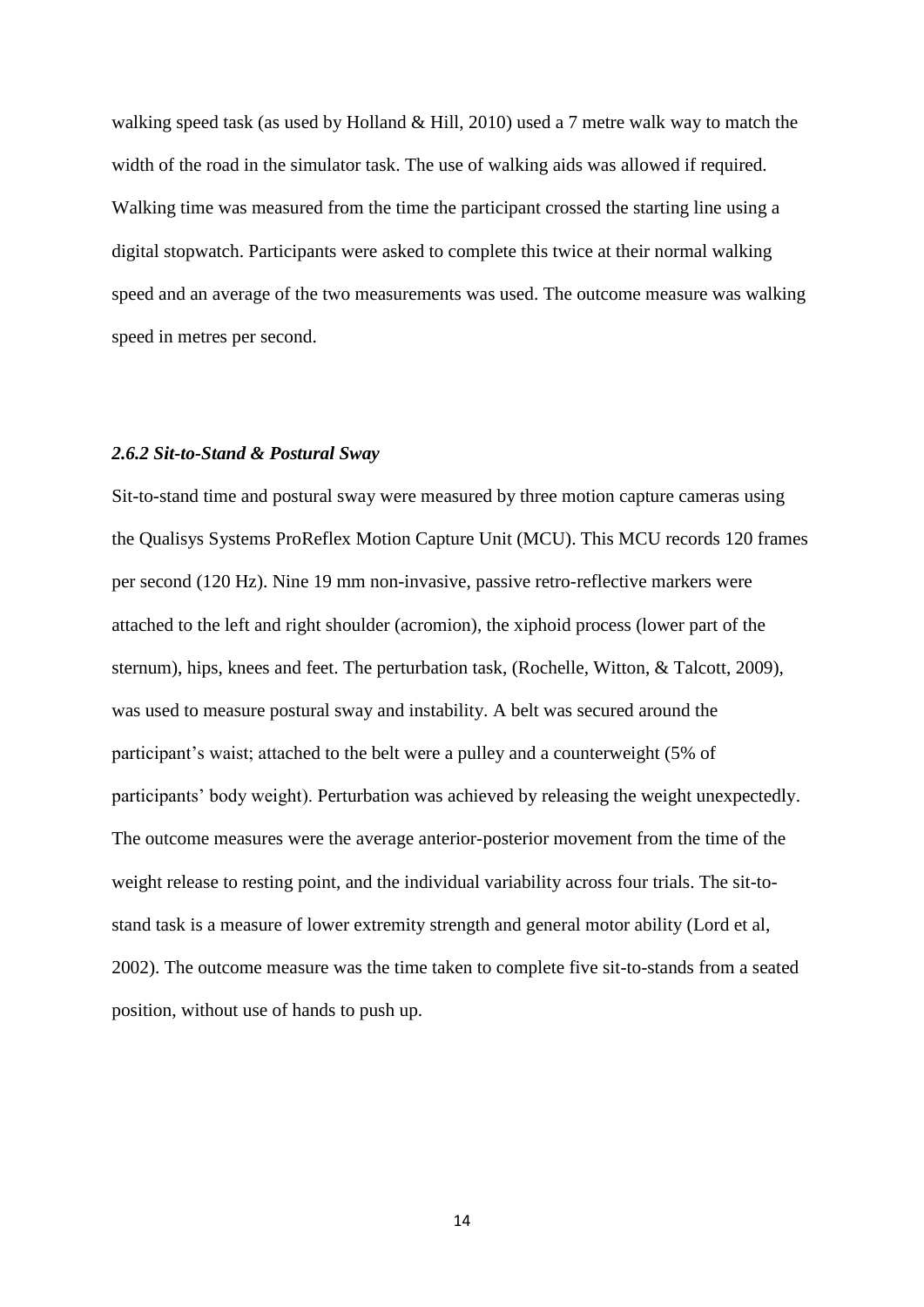walking speed task (as used by Holland & Hill, 2010) used a 7 metre walk way to match the width of the road in the simulator task. The use of walking aids was allowed if required. Walking time was measured from the time the participant crossed the starting line using a digital stopwatch. Participants were asked to complete this twice at their normal walking speed and an average of the two measurements was used. The outcome measure was walking speed in metres per second.

### *2.6.2 Sit-to-Stand & Postural Sway*

Sit-to-stand time and postural sway were measured by three motion capture cameras using the Qualisys Systems ProReflex Motion Capture Unit (MCU). This MCU records 120 frames per second (120 Hz). Nine 19 mm non-invasive, passive retro-reflective markers were attached to the left and right shoulder (acromion), the xiphoid process (lower part of the sternum), hips, knees and feet. The perturbation task, (Rochelle, Witton, & Talcott, 2009), was used to measure postural sway and instability. A belt was secured around the participant's waist; attached to the belt were a pulley and a counterweight (5% of participants' body weight). Perturbation was achieved by releasing the weight unexpectedly. The outcome measures were the average anterior-posterior movement from the time of the weight release to resting point, and the individual variability across four trials. The sit-to-stand task is a measure of lower extremity strength and general motor ability (Lord et al, 2002). The outcome measure was the time taken to complete five sit-to-stands from a seated position, without use of hands to push up.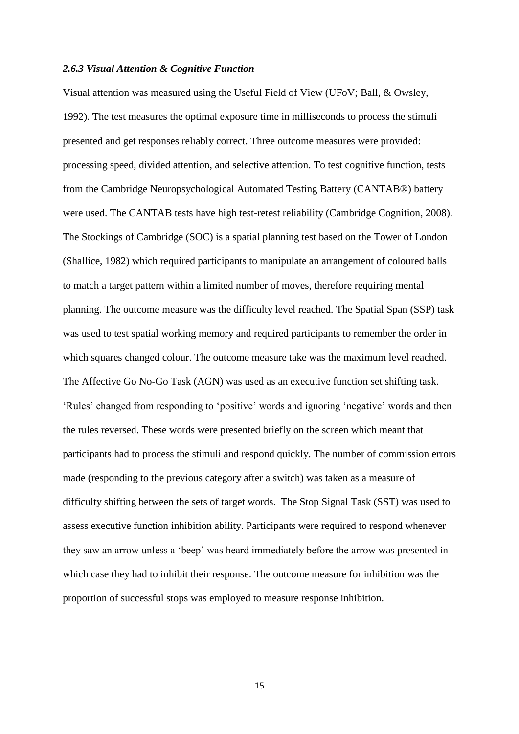### *2.6.3 Visual Attention & Cognitive Function*

Visual attention was measured using the Useful Field of View (UFoV; Ball, & Owsley, 1992). The test measures the optimal exposure time in milliseconds to process the stimuli presented and get responses reliably correct. Three outcome measures were provided: processing speed, divided attention, and selective attention. To test cognitive function, tests from the Cambridge Neuropsychological Automated Testing Battery (CANTAB®) battery were used. The CANTAB tests have high test-retest reliability (Cambridge Cognition, 2008). The Stockings of Cambridge (SOC) is a spatial planning test based on the Tower of London (Shallice, 1982) which required participants to manipulate an arrangement of coloured balls to match a target pattern within a limited number of moves, therefore requiring mental planning. The outcome measure was the difficulty level reached. The Spatial Span (SSP) task was used to test spatial working memory and required participants to remember the order in which squares changed colour. The outcome measure take was the maximum level reached. The Affective Go No-Go Task (AGN) was used as an executive function set shifting task. 'Rules' changed from responding to 'positive' words and ignoring 'negative' words and then the rules reversed. These words were presented briefly on the screen which meant that participants had to process the stimuli and respond quickly. The number of commission errors made (responding to the previous category after a switch) was taken as a measure of difficulty shifting between the sets of target words. The Stop Signal Task (SST) was used to assess executive function inhibition ability. Participants were required to respond whenever they saw an arrow unless a 'beep' was heard immediately before the arrow was presented in which case they had to inhibit their response. The outcome measure for inhibition was the proportion of successful stops was employed to measure response inhibition.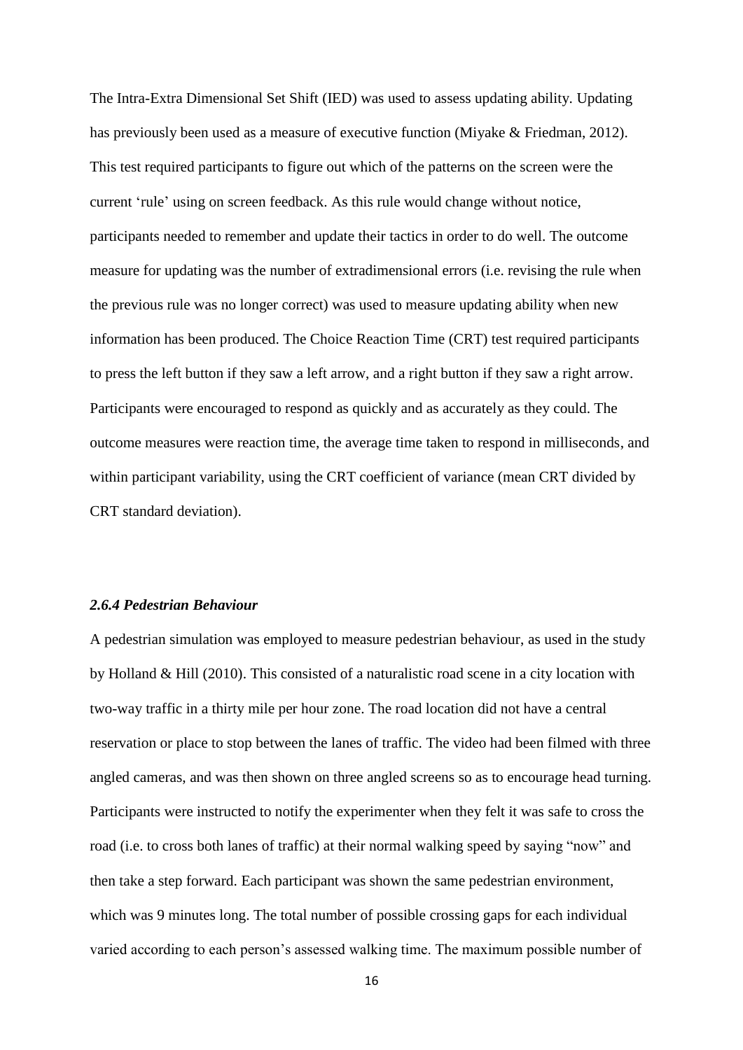The Intra-Extra Dimensional Set Shift (IED) was used to assess updating ability. Updating has previously been used as a measure of executive function (Miyake & Friedman, 2012). This test required participants to figure out which of the patterns on the screen were the current 'rule' using on screen feedback. As this rule would change without notice, participants needed to remember and update their tactics in order to do well. The outcome measure for updating was the number of extradimensional errors (i.e. revising the rule when the previous rule was no longer correct) was used to measure updating ability when new information has been produced. The Choice Reaction Time (CRT) test required participants to press the left button if they saw a left arrow, and a right button if they saw a right arrow. Participants were encouraged to respond as quickly and as accurately as they could. The outcome measures were reaction time, the average time taken to respond in milliseconds, and within participant variability, using the CRT coefficient of variance (mean CRT divided by CRT standard deviation).

### *2.6.4 Pedestrian Behaviour*

A pedestrian simulation was employed to measure pedestrian behaviour, as used in the study by Holland & Hill (2010). This consisted of a naturalistic road scene in a city location with two-way traffic in a thirty mile per hour zone. The road location did not have a central reservation or place to stop between the lanes of traffic. The video had been filmed with three angled cameras, and was then shown on three angled screens so as to encourage head turning. Participants were instructed to notify the experimenter when they felt it was safe to cross the road (i.e. to cross both lanes of traffic) at their normal walking speed by saying "now" and then take a step forward. Each participant was shown the same pedestrian environment, which was 9 minutes long. The total number of possible crossing gaps for each individual varied according to each person's assessed walking time. The maximum possible number of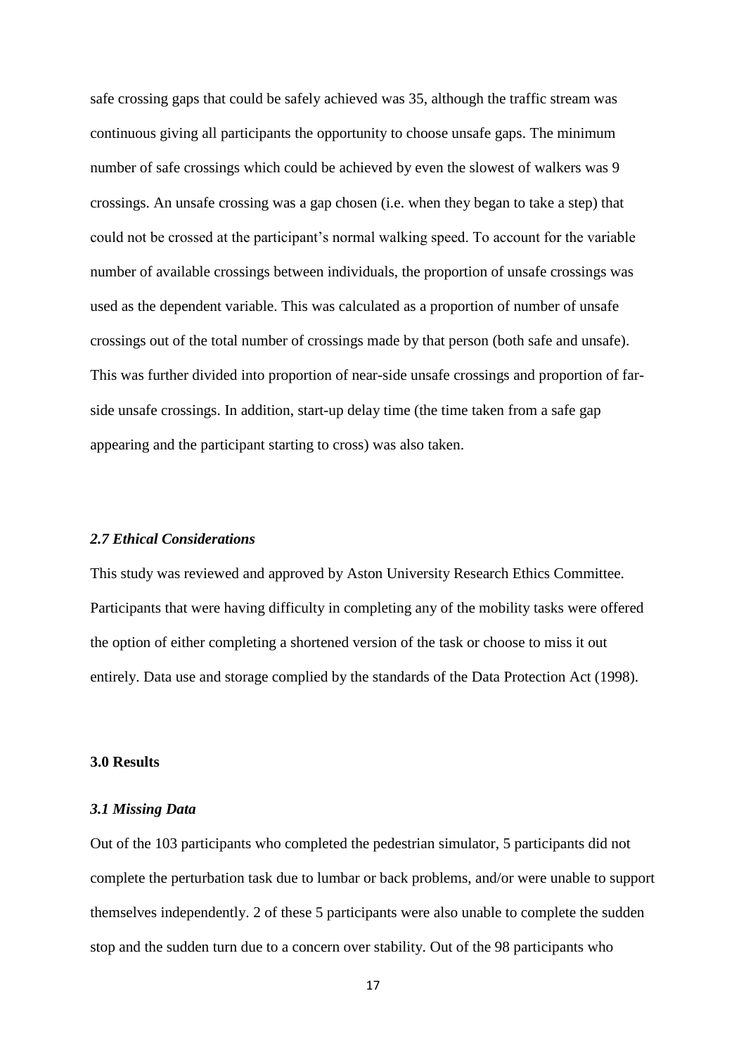safe crossing gaps that could be safely achieved was 35, although the traffic stream was continuous giving all participants the opportunity to choose unsafe gaps. The minimum number of safe crossings which could be achieved by even the slowest of walkers was 9 crossings. An unsafe crossing was a gap chosen (i.e. when they began to take a step) that could not be crossed at the participant's normal walking speed. To account for the variable number of available crossings between individuals, the proportion of unsafe crossings was used as the dependent variable. This was calculated as a proportion of number of unsafe crossings out of the total number of crossings made by that person (both safe and unsafe). This was further divided into proportion of near-side unsafe crossings and proportion of far-side unsafe crossings. In addition, start-up delay time (the time taken from a safe gap appearing and the participant starting to cross) was also taken.

### *2.7 Ethical Considerations*

This study was reviewed and approved by Aston University Research Ethics Committee. Participants that were having difficulty in completing any of the mobility tasks were offered the option of either completing a shortened version of the task or choose to miss it out entirely. Data use and storage complied by the standards of the Data Protection Act (1998).

## 3.0 Results

### *3.1 Missing Data*

Out of the 103 participants who completed the pedestrian simulator, 5 participants did not complete the perturbation task due to lumbar or back problems, and/or were unable to support themselves independently. 2 of these 5 participants were also unable to complete the sudden stop and the sudden turn due to a concern over stability. Out of the 98 participants who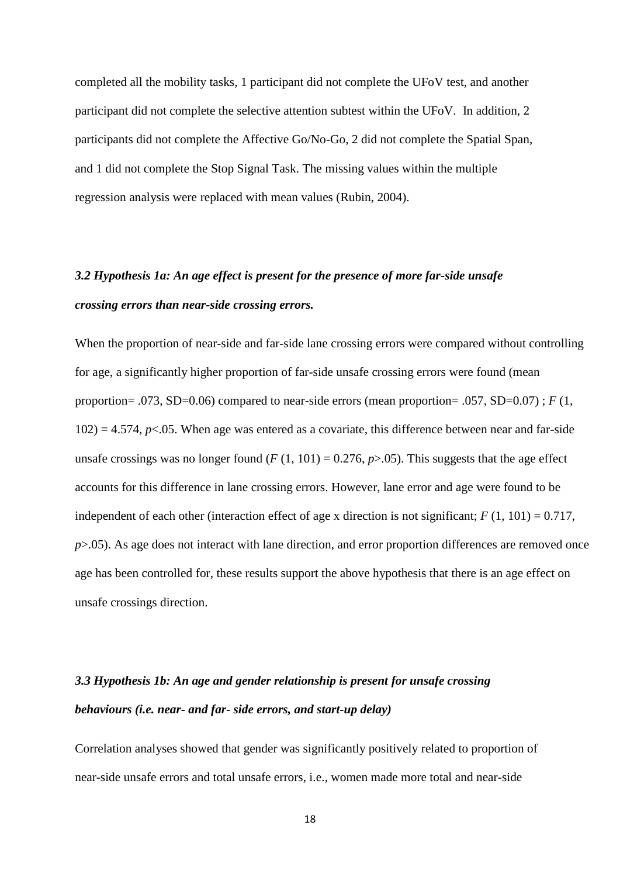completed all the mobility tasks, 1 participant did not complete the UFoV test, and another participant did not complete the selective attention subtest within the UFoV. In addition, 2 participants did not complete the Affective Go/No-Go, 2 did not complete the Spatial Span, and 1 did not complete the Stop Signal Task. The missing values within the multiple regression analysis were replaced with mean values (Rubin, 2004).

### *3.2 Hypothesis 1a: An age effect is present for the presence of more far-side unsafe crossing errors than near-side crossing errors.*

When the proportion of near-side and far-side lane crossing errors were compared without controlling for age, a significantly higher proportion of far-side unsafe crossing errors were found (mean proportion= .073, SD=0.06) compared to near-side errors (mean proportion= .057, SD=0.07) ; $F$ (1, 102) = 4.574, $p$<.05. When age was entered as a covariate, this difference between near and far-side unsafe crossings was no longer found ($F$ (1, 101) = 0.276, $p$>.05). This suggests that the age effect accounts for this difference in lane crossing errors. However, lane error and age were found to be independent of each other (interaction effect of age x direction is not significant; $F$ (1, 101) = 0.717, $p$>.05). As age does not interact with lane direction, and error proportion differences are removed once age has been controlled for, these results support the above hypothesis that there is an age effect on unsafe crossings direction.

### *3.3 Hypothesis 1b: An age and gender relationship is present for unsafe crossing behaviours (i.e. near- and far- side errors, and start-up delay)*

Correlation analyses showed that gender was significantly positively related to proportion of near-side unsafe errors and total unsafe errors, i.e., women made more total and near-side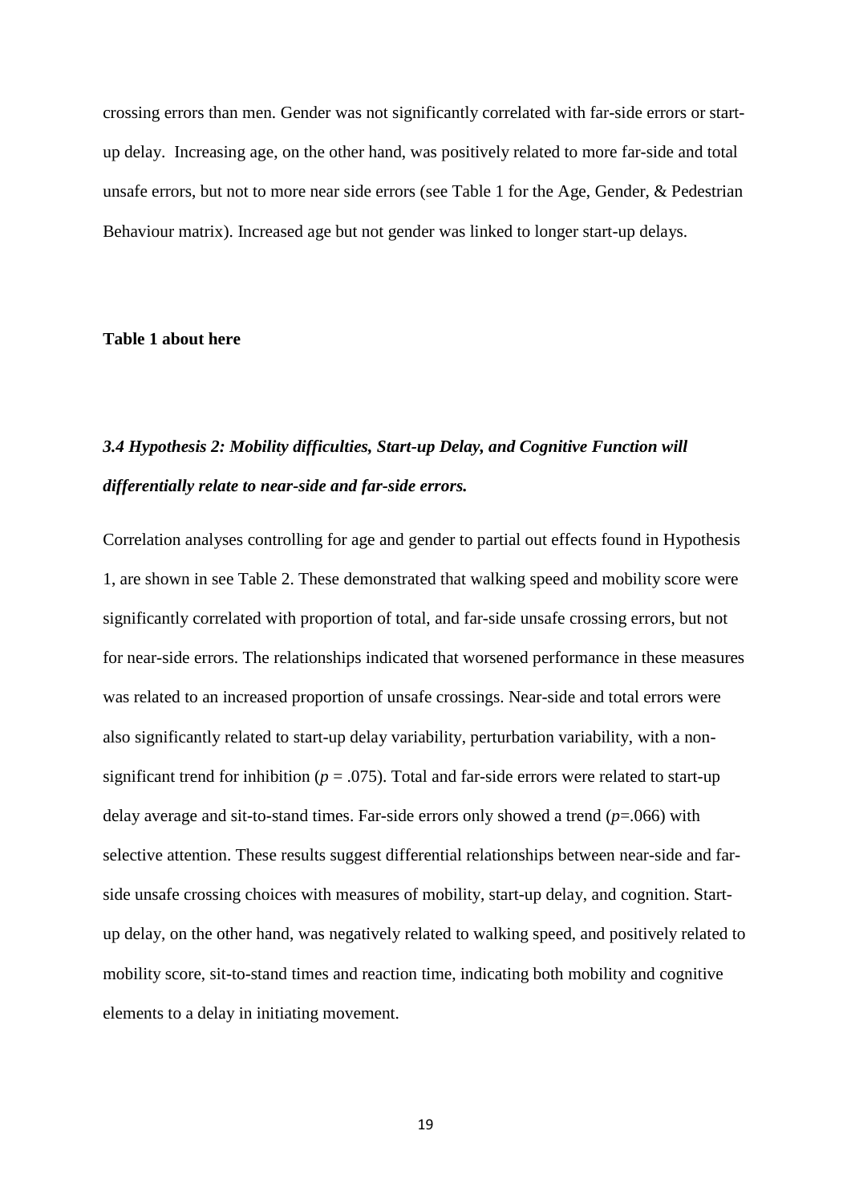crossing errors than men. Gender was not significantly correlated with far-side errors or start-up delay. Increasing age, on the other hand, was positively related to more far-side and total unsafe errors, but not to more near side errors (see Table 1 for the Age, Gender, & Pedestrian Behaviour matrix). Increased age but not gender was linked to longer start-up delays.

**Table 1 about here**

### *3.4 Hypothesis 2: Mobility difficulties, Start-up Delay, and Cognitive Function will differentially relate to near-side and far-side errors.*

Correlation analyses controlling for age and gender to partial out effects found in Hypothesis 1, are shown in see Table 2. These demonstrated that walking speed and mobility score were significantly correlated with proportion of total, and far-side unsafe crossing errors, but not for near-side errors. The relationships indicated that worsened performance in these measures was related to an increased proportion of unsafe crossings. Near-side and total errors were also significantly related to start-up delay variability, perturbation variability, with a non-significant trend for inhibition ($p$ = .075). Total and far-side errors were related to start-up delay average and sit-to-stand times. Far-side errors only showed a trend ($p$=.066) with selective attention. These results suggest differential relationships between near-side and far-side unsafe crossing choices with measures of mobility, start-up delay, and cognition. Start-up delay, on the other hand, was negatively related to walking speed, and positively related to mobility score, sit-to-stand times and reaction time, indicating both mobility and cognitive elements to a delay in initiating movement.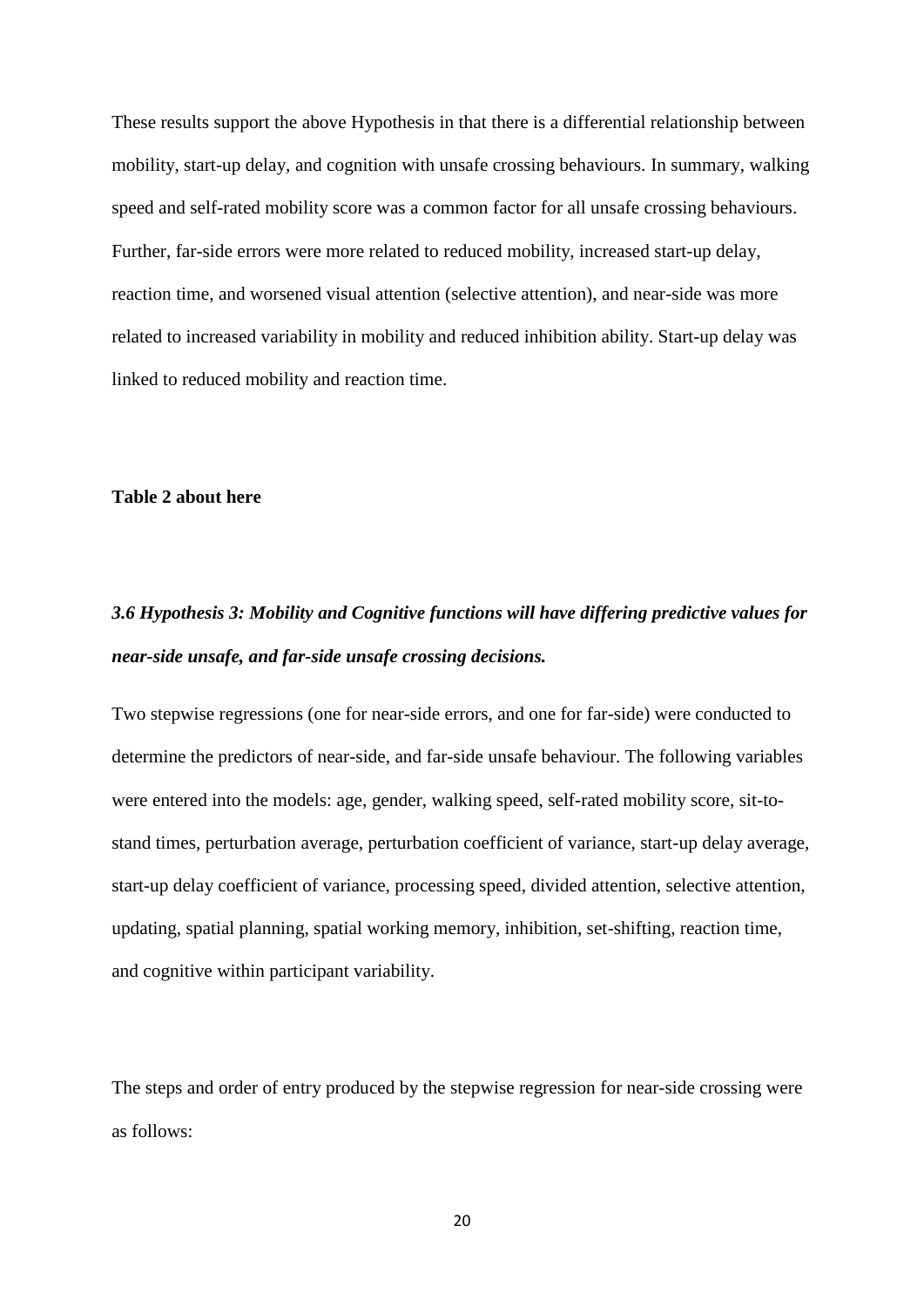These results support the above Hypothesis in that there is a differential relationship between mobility, start-up delay, and cognition with unsafe crossing behaviours. In summary, walking speed and self-rated mobility score was a common factor for all unsafe crossing behaviours. Further, far-side errors were more related to reduced mobility, increased start-up delay, reaction time, and worsened visual attention (selective attention), and near-side was more related to increased variability in mobility and reduced inhibition ability. Start-up delay was linked to reduced mobility and reaction time.

**Table 2 about here**

### *3.6 Hypothesis 3: Mobility and Cognitive functions will have differing predictive values for near-side unsafe, and far-side unsafe crossing decisions.*

Two stepwise regressions (one for near-side errors, and one for far-side) were conducted to determine the predictors of near-side, and far-side unsafe behaviour. The following variables were entered into the models: age, gender, walking speed, self-rated mobility score, sit-to-stand times, perturbation average, perturbation coefficient of variance, start-up delay average, start-up delay coefficient of variance, processing speed, divided attention, selective attention, updating, spatial planning, spatial working memory, inhibition, set-shifting, reaction time, and cognitive within participant variability.

The steps and order of entry produced by the stepwise regression for near-side crossing were as follows: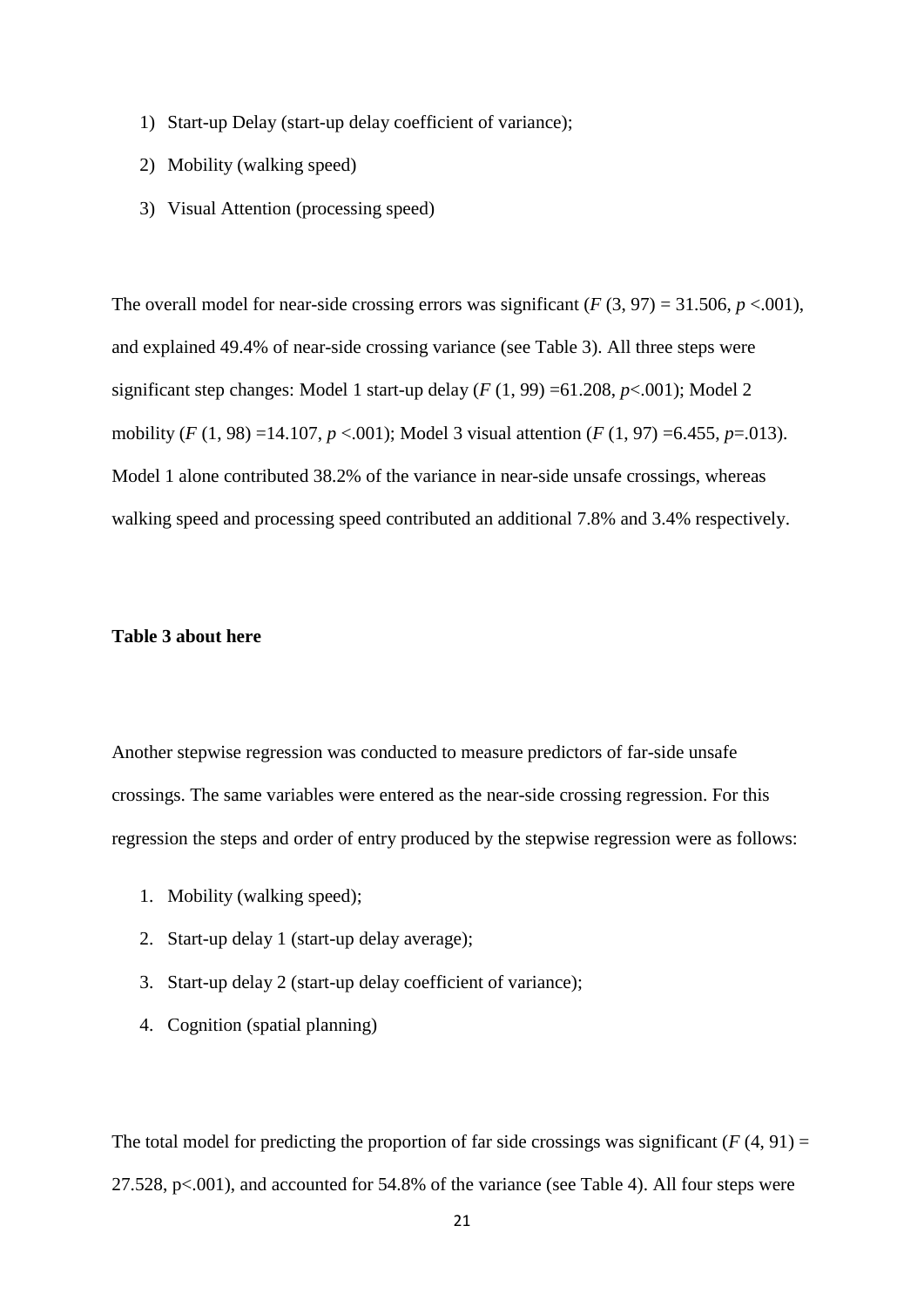1) Start-up Delay (start-up delay coefficient of variance);
2) Mobility (walking speed)
3) Visual Attention (processing speed)

The overall model for near-side crossing errors was significant ($F$ (3, 97) = 31.506, $p$ <.001), and explained 49.4% of near-side crossing variance (see Table 3). All three steps were significant step changes: Model 1 start-up delay ($F$ (1, 99) =61.208, $p$<.001); Model 2 mobility ($F$ (1, 98) =14.107, $p$ <.001); Model 3 visual attention ($F$ (1, 97) =6.455, $p$=.013). Model 1 alone contributed 38.2% of the variance in near-side unsafe crossings, whereas walking speed and processing speed contributed an additional 7.8% and 3.4% respectively.

**Table 3 about here**

Another stepwise regression was conducted to measure predictors of far-side unsafe crossings. The same variables were entered as the near-side crossing regression. For this regression the steps and order of entry produced by the stepwise regression were as follows:

1. Mobility (walking speed);
2. Start-up delay 1 (start-up delay average);
3. Start-up delay 2 (start-up delay coefficient of variance);
4. Cognition (spatial planning)

The total model for predicting the proportion of far side crossings was significant ($F$ (4, 91) = 27.528, p<.001), and accounted for 54.8% of the variance (see Table 4). All four steps were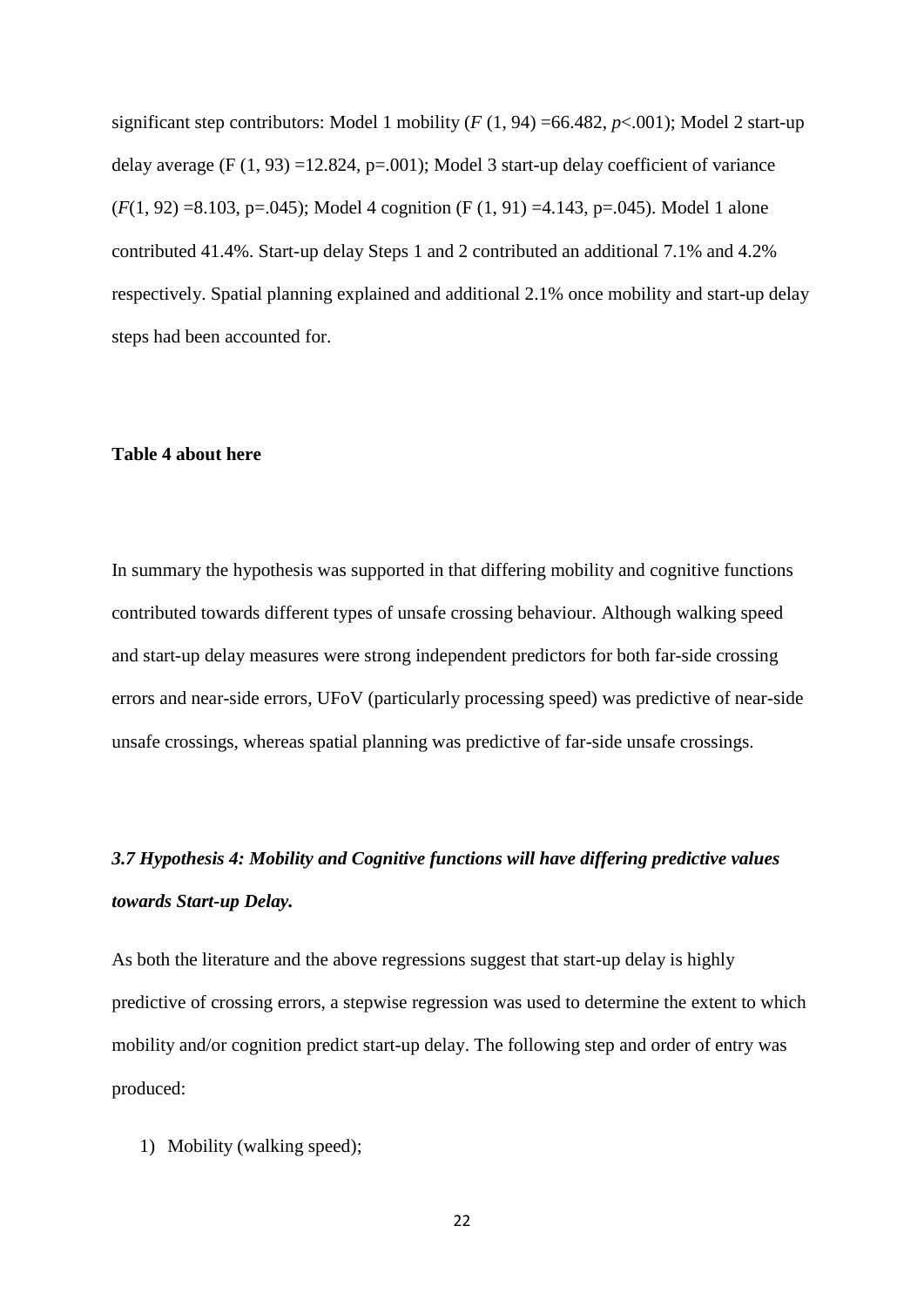significant step contributors: Model 1 mobility ($F$ (1, 94) =66.482, $p$<.001); Model 2 start-up delay average (F (1, 93) =12.824, p=.001); Model 3 start-up delay coefficient of variance ($F$(1, 92) =8.103, p=.045); Model 4 cognition (F (1, 91) =4.143, p=.045). Model 1 alone contributed 41.4%. Start-up delay Steps 1 and 2 contributed an additional 7.1% and 4.2% respectively. Spatial planning explained and additional 2.1% once mobility and start-up delay steps had been accounted for.

**Table 4 about here**

In summary the hypothesis was supported in that differing mobility and cognitive functions contributed towards different types of unsafe crossing behaviour. Although walking speed and start-up delay measures were strong independent predictors for both far-side crossing errors and near-side errors, UFoV (particularly processing speed) was predictive of near-side unsafe crossings, whereas spatial planning was predictive of far-side unsafe crossings.

### *3.7 Hypothesis 4: Mobility and Cognitive functions will have differing predictive values towards Start-up Delay.*

As both the literature and the above regressions suggest that start-up delay is highly predictive of crossing errors, a stepwise regression was used to determine the extent to which mobility and/or cognition predict start-up delay. The following step and order of entry was produced:

1) Mobility (walking speed);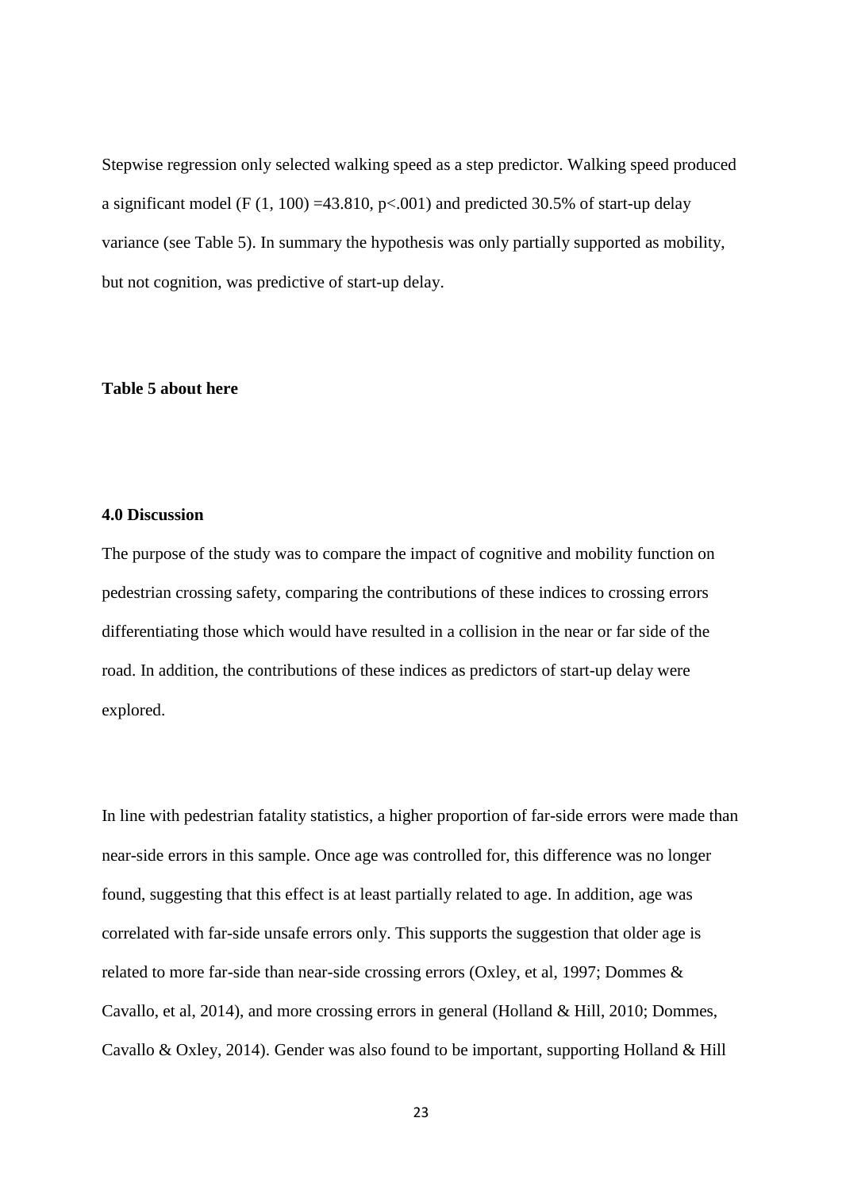Stepwise regression only selected walking speed as a step predictor. Walking speed produced a significant model ($F(1, 100) = 43.810$, $p < .001$) and predicted 30.5% of start-up delay variance (see Table 5). In summary the hypothesis was only partially supported as mobility, but not cognition, was predictive of start-up delay.

**Table 5 about here**

**4.0 Discussion**

The purpose of the study was to compare the impact of cognitive and mobility function on pedestrian crossing safety, comparing the contributions of these indices to crossing errors differentiating those which would have resulted in a collision in the near or far side of the road. In addition, the contributions of these indices as predictors of start-up delay were explored.

In line with pedestrian fatality statistics, a higher proportion of far-side errors were made than near-side errors in this sample. Once age was controlled for, this difference was no longer found, suggesting that this effect is at least partially related to age. In addition, age was correlated with far-side unsafe errors only. This supports the suggestion that older age is related to more far-side than near-side crossing errors (Oxley, et al, 1997; Dommes & Cavallo, et al, 2014), and more crossing errors in general (Holland & Hill, 2010; Dommes, Cavallo & Oxley, 2014). Gender was also found to be important, supporting Holland & Hill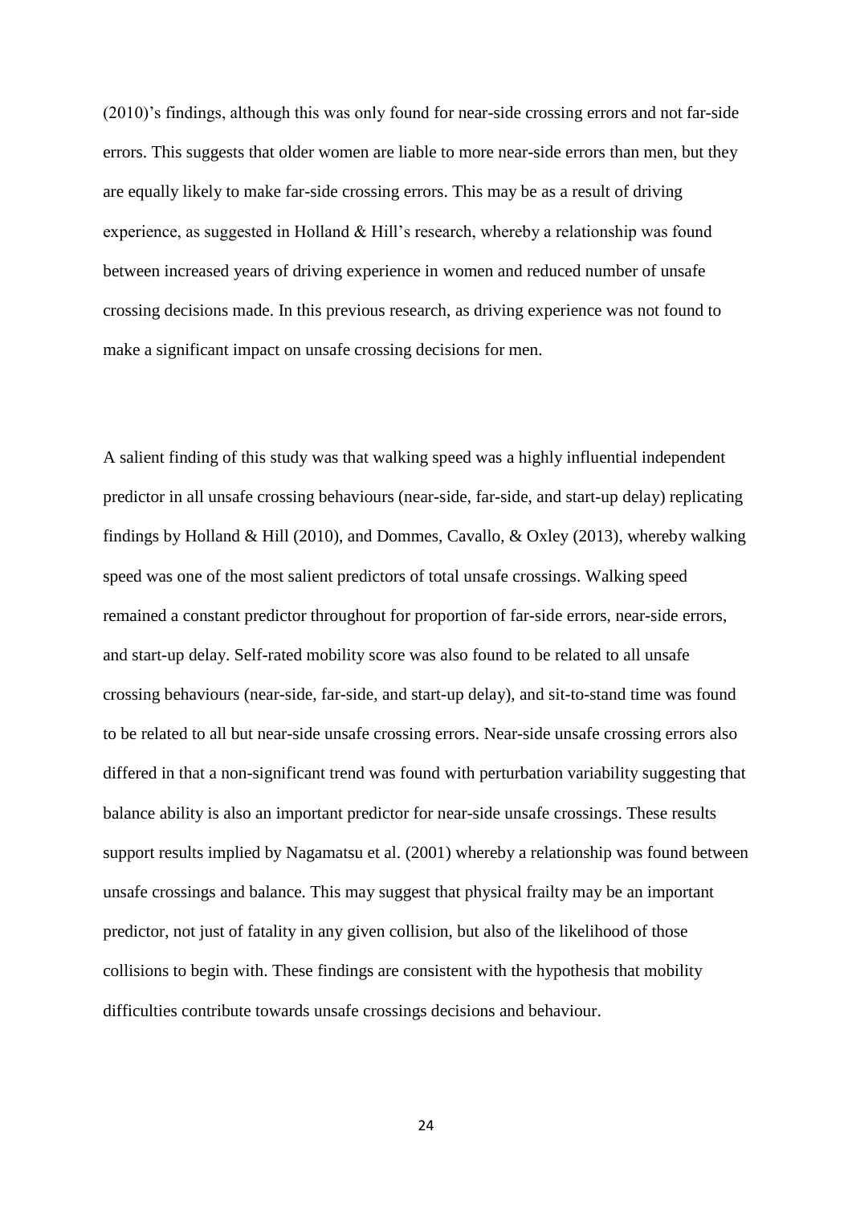(2010)'s findings, although this was only found for near-side crossing errors and not far-side errors. This suggests that older women are liable to more near-side errors than men, but they are equally likely to make far-side crossing errors. This may be as a result of driving experience, as suggested in Holland & Hill's research, whereby a relationship was found between increased years of driving experience in women and reduced number of unsafe crossing decisions made. In this previous research, as driving experience was not found to make a significant impact on unsafe crossing decisions for men.

A salient finding of this study was that walking speed was a highly influential independent predictor in all unsafe crossing behaviours (near-side, far-side, and start-up delay) replicating findings by Holland & Hill (2010), and Dommes, Cavallo, & Oxley (2013), whereby walking speed was one of the most salient predictors of total unsafe crossings. Walking speed remained a constant predictor throughout for proportion of far-side errors, near-side errors, and start-up delay. Self-rated mobility score was also found to be related to all unsafe crossing behaviours (near-side, far-side, and start-up delay), and sit-to-stand time was found to be related to all but near-side unsafe crossing errors. Near-side unsafe crossing errors also differed in that a non-significant trend was found with perturbation variability suggesting that balance ability is also an important predictor for near-side unsafe crossings. These results support results implied by Nagamatsu et al. (2001) whereby a relationship was found between unsafe crossings and balance. This may suggest that physical frailty may be an important predictor, not just of fatality in any given collision, but also of the likelihood of those collisions to begin with. These findings are consistent with the hypothesis that mobility difficulties contribute towards unsafe crossings decisions and behaviour.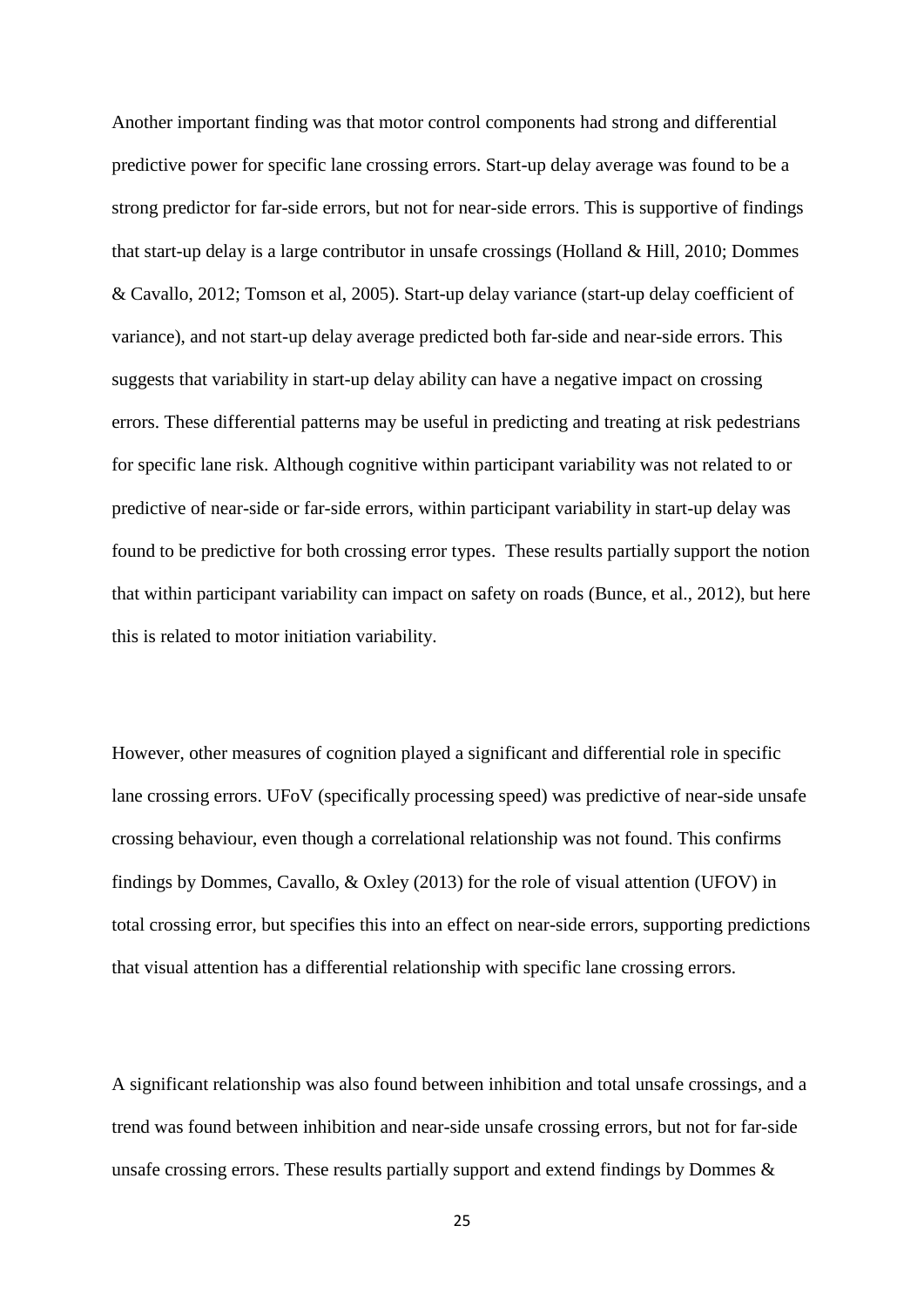Another important finding was that motor control components had strong and differential predictive power for specific lane crossing errors. Start-up delay average was found to be a strong predictor for far-side errors, but not for near-side errors. This is supportive of findings that start-up delay is a large contributor in unsafe crossings (Holland & Hill, 2010; Dommes & Cavallo, 2012; Tomson et al, 2005). Start-up delay variance (start-up delay coefficient of variance), and not start-up delay average predicted both far-side and near-side errors. This suggests that variability in start-up delay ability can have a negative impact on crossing errors. These differential patterns may be useful in predicting and treating at risk pedestrians for specific lane risk. Although cognitive within participant variability was not related to or predictive of near-side or far-side errors, within participant variability in start-up delay was found to be predictive for both crossing error types. These results partially support the notion that within participant variability can impact on safety on roads (Bunce, et al., 2012), but here this is related to motor initiation variability.

However, other measures of cognition played a significant and differential role in specific lane crossing errors. UFoV (specifically processing speed) was predictive of near-side unsafe crossing behaviour, even though a correlational relationship was not found. This confirms findings by Dommes, Cavallo, & Oxley (2013) for the role of visual attention (UFOV) in total crossing error, but specifies this into an effect on near-side errors, supporting predictions that visual attention has a differential relationship with specific lane crossing errors.

A significant relationship was also found between inhibition and total unsafe crossings, and a trend was found between inhibition and near-side unsafe crossing errors, but not for far-side unsafe crossing errors. These results partially support and extend findings by Dommes &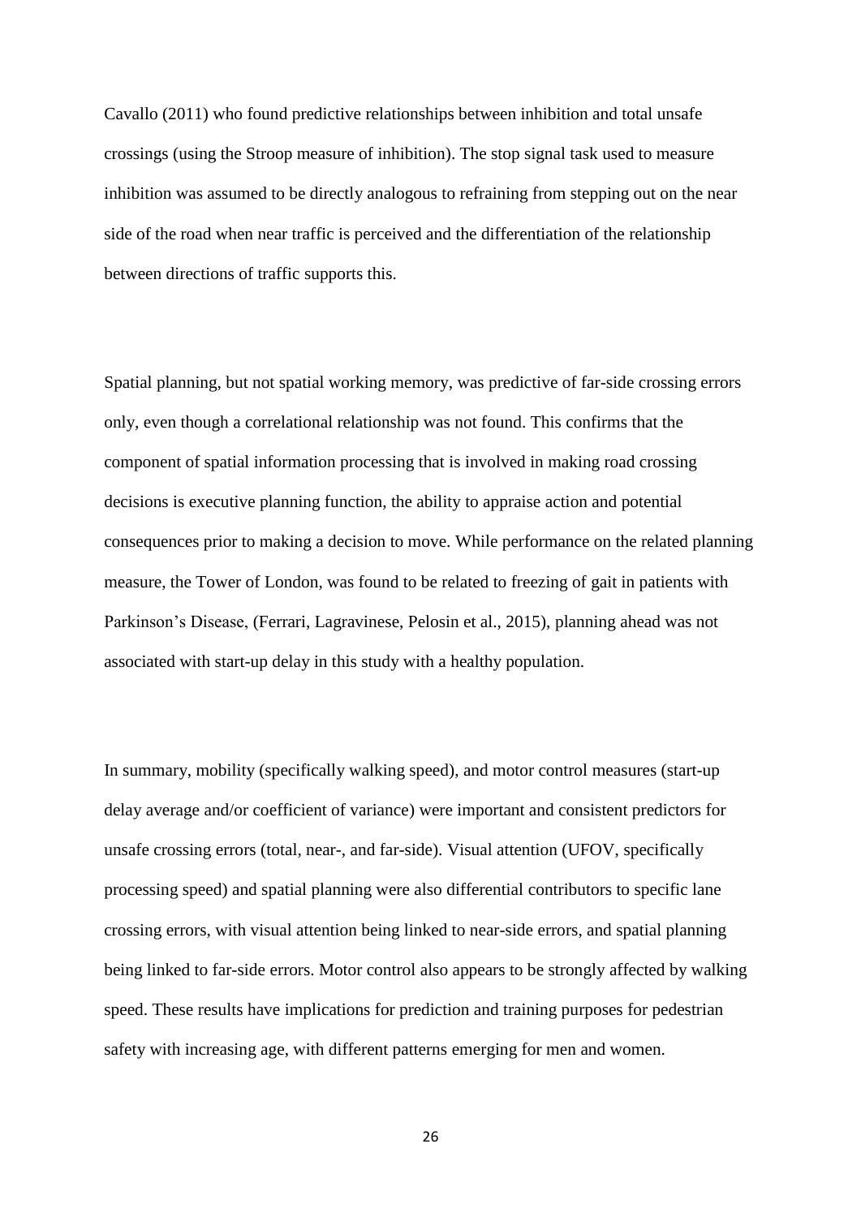Cavallo (2011) who found predictive relationships between inhibition and total unsafe crossings (using the Stroop measure of inhibition). The stop signal task used to measure inhibition was assumed to be directly analogous to refraining from stepping out on the near side of the road when near traffic is perceived and the differentiation of the relationship between directions of traffic supports this.

Spatial planning, but not spatial working memory, was predictive of far-side crossing errors only, even though a correlational relationship was not found. This confirms that the component of spatial information processing that is involved in making road crossing decisions is executive planning function, the ability to appraise action and potential consequences prior to making a decision to move. While performance on the related planning measure, the Tower of London, was found to be related to freezing of gait in patients with Parkinson's Disease, (Ferrari, Lagravinese, Pelosin et al., 2015), planning ahead was not associated with start-up delay in this study with a healthy population.

In summary, mobility (specifically walking speed), and motor control measures (start-up delay average and/or coefficient of variance) were important and consistent predictors for unsafe crossing errors (total, near-, and far-side). Visual attention (UFOV, specifically processing speed) and spatial planning were also differential contributors to specific lane crossing errors, with visual attention being linked to near-side errors, and spatial planning being linked to far-side errors. Motor control also appears to be strongly affected by walking speed. These results have implications for prediction and training purposes for pedestrian safety with increasing age, with different patterns emerging for men and women.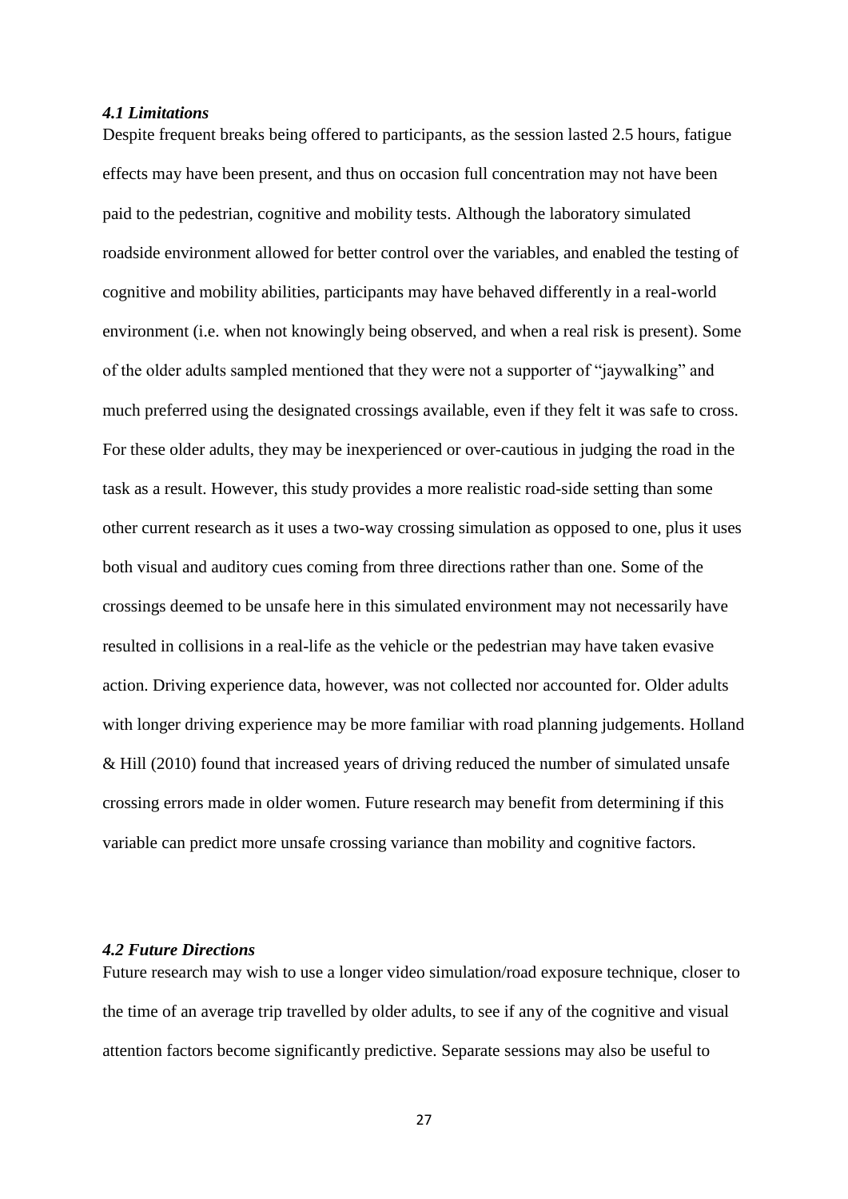### *4.1 Limitations*

Despite frequent breaks being offered to participants, as the session lasted 2.5 hours, fatigue effects may have been present, and thus on occasion full concentration may not have been paid to the pedestrian, cognitive and mobility tests. Although the laboratory simulated roadside environment allowed for better control over the variables, and enabled the testing of cognitive and mobility abilities, participants may have behaved differently in a real-world environment (i.e. when not knowingly being observed, and when a real risk is present). Some of the older adults sampled mentioned that they were not a supporter of "jaywalking" and much preferred using the designated crossings available, even if they felt it was safe to cross. For these older adults, they may be inexperienced or over-cautious in judging the road in the task as a result. However, this study provides a more realistic road-side setting than some other current research as it uses a two-way crossing simulation as opposed to one, plus it uses both visual and auditory cues coming from three directions rather than one. Some of the crossings deemed to be unsafe here in this simulated environment may not necessarily have resulted in collisions in a real-life as the vehicle or the pedestrian may have taken evasive action. Driving experience data, however, was not collected nor accounted for. Older adults with longer driving experience may be more familiar with road planning judgements. Holland & Hill (2010) found that increased years of driving reduced the number of simulated unsafe crossing errors made in older women. Future research may benefit from determining if this variable can predict more unsafe crossing variance than mobility and cognitive factors.

### *4.2 Future Directions*

Future research may wish to use a longer video simulation/road exposure technique, closer to the time of an average trip travelled by older adults, to see if any of the cognitive and visual attention factors become significantly predictive. Separate sessions may also be useful to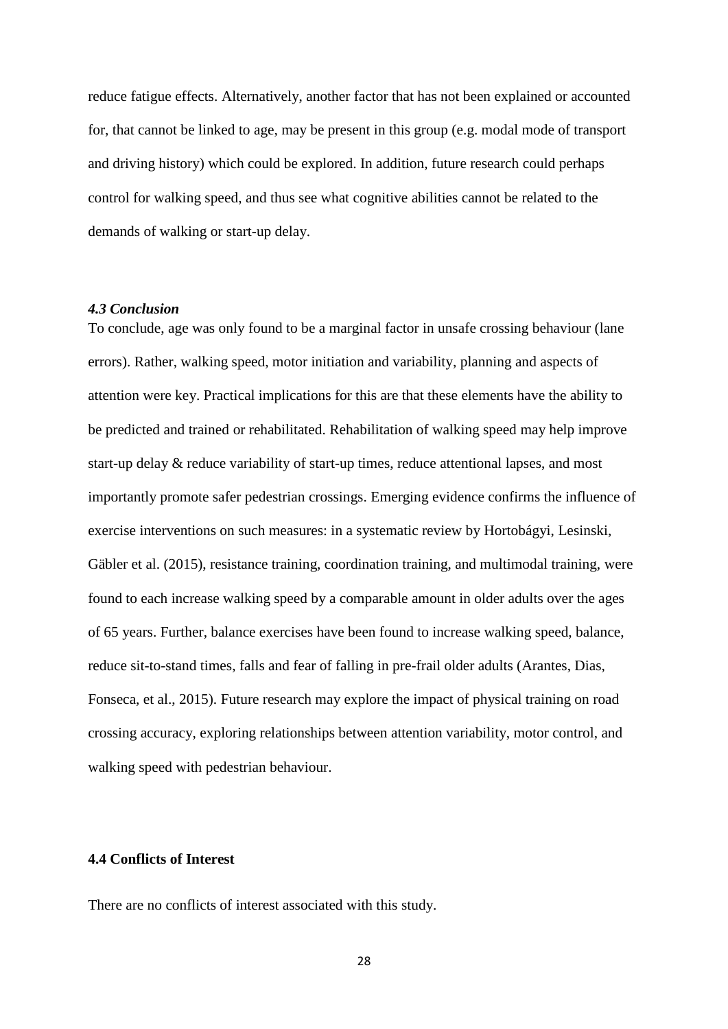reduce fatigue effects. Alternatively, another factor that has not been explained or accounted for, that cannot be linked to age, may be present in this group (e.g. modal mode of transport and driving history) which could be explored. In addition, future research could perhaps control for walking speed, and thus see what cognitive abilities cannot be related to the demands of walking or start-up delay.

### *4.3 Conclusion*

To conclude, age was only found to be a marginal factor in unsafe crossing behaviour (lane errors). Rather, walking speed, motor initiation and variability, planning and aspects of attention were key. Practical implications for this are that these elements have the ability to be predicted and trained or rehabilitated. Rehabilitation of walking speed may help improve start-up delay & reduce variability of start-up times, reduce attentional lapses, and most importantly promote safer pedestrian crossings. Emerging evidence confirms the influence of exercise interventions on such measures: in a systematic review by Hortobágyi, Lesinski, Gäbler et al. (2015), resistance training, coordination training, and multimodal training, were found to each increase walking speed by a comparable amount in older adults over the ages of 65 years. Further, balance exercises have been found to increase walking speed, balance, reduce sit-to-stand times, falls and fear of falling in pre-frail older adults (Arantes, Dias, Fonseca, et al., 2015). Future research may explore the impact of physical training on road crossing accuracy, exploring relationships between attention variability, motor control, and walking speed with pedestrian behaviour.

### **4.4 Conflicts of Interest**

There are no conflicts of interest associated with this study.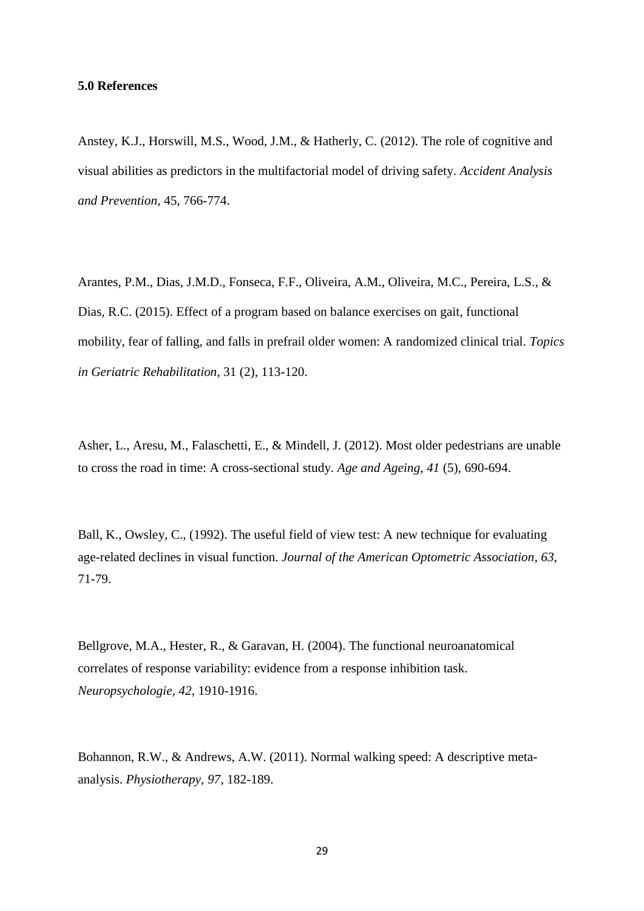**5.0 References**

Anstey, K.J., Horswill, M.S., Wood, J.M., & Hatherly, C. (2012). The role of cognitive and visual abilities as predictors in the multifactorial model of driving safety. *Accident Analysis and Prevention,* 45, 766-774.

Arantes, P.M., Dias, J.M.D., Fonseca, F.F., Oliveira, A.M., Oliveira, M.C., Pereira, L.S., & Dias, R.C. (2015). Effect of a program based on balance exercises on gait, functional mobility, fear of falling, and falls in prefrail older women: A randomized clinical trial. *Topics in Geriatric Rehabilitation*, 31 (2), 113-120.

Asher, L., Aresu, M., Falaschetti, E., & Mindell, J. (2012). Most older pedestrians are unable to cross the road in time: A cross-sectional study. *Age and Ageing, 41* (5), 690-694.

Ball, K., Owsley, C., (1992). The useful field of view test: A new technique for evaluating age-related declines in visual function. *Journal of the American Optometric Association*, *63*, 71-79.

Bellgrove, M.A., Hester, R., & Garavan, H. (2004). The functional neuroanatomical correlates of response variability: evidence from a response inhibition task. *Neuropsychologie*, *42*, 1910-1916.

Bohannon, R.W., & Andrews, A.W. (2011). Normal walking speed: A descriptive meta-analysis. *Physiotherapy, 97*, 182-189.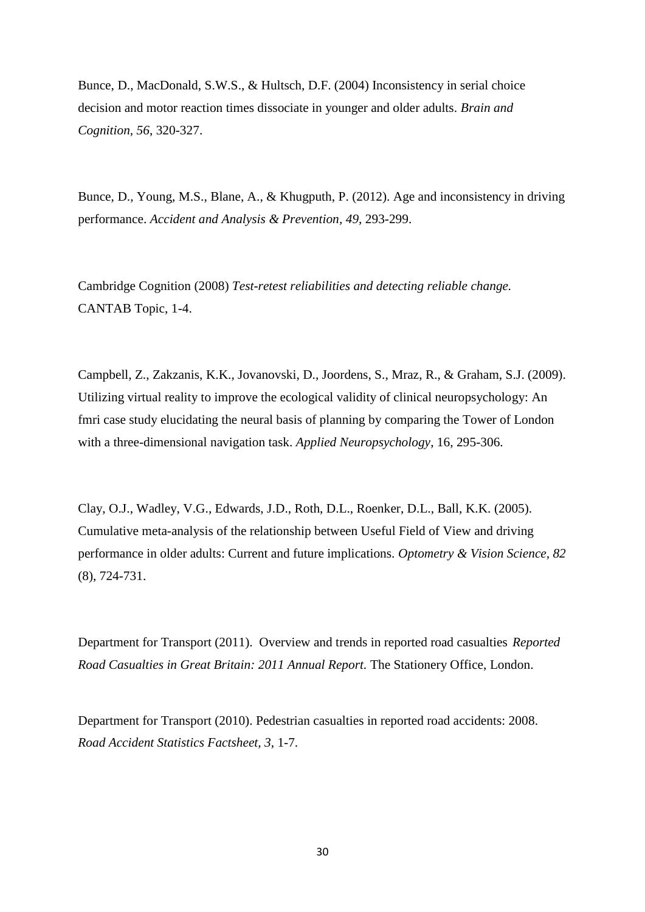Bunce, D., MacDonald, S.W.S., & Hultsch, D.F. (2004) Inconsistency in serial choice decision and motor reaction times dissociate in younger and older adults. *Brain and Cognition, 56*, 320-327.

Bunce, D., Young, M.S., Blane, A., & Khugputh, P. (2012). Age and inconsistency in driving performance. *Accident and Analysis & Prevention, 49*, 293-299.

Cambridge Cognition (2008) *Test-retest reliabilities and detecting reliable change.* CANTAB Topic, 1-4.

Campbell, Z., Zakzanis, K.K., Jovanovski, D., Joordens, S., Mraz, R., & Graham, S.J. (2009). Utilizing virtual reality to improve the ecological validity of clinical neuropsychology: An fmri case study elucidating the neural basis of planning by comparing the Tower of London with a three-dimensional navigation task. *Applied Neuropsychology*, 16, 295-306.

Clay, O.J., Wadley, V.G., Edwards, J.D., Roth, D.L., Roenker, D.L., Ball, K.K. (2005). Cumulative meta-analysis of the relationship between Useful Field of View and driving performance in older adults: Current and future implications. *Optometry & Vision Science, 82* (8), 724-731.

Department for Transport (2011). Overview and trends in reported road casualties *Reported Road Casualties in Great Britain: 2011 Annual Report.* The Stationery Office, London.

Department for Transport (2010). Pedestrian casualties in reported road accidents: 2008. *Road Accident Statistics Factsheet, 3*, 1-7.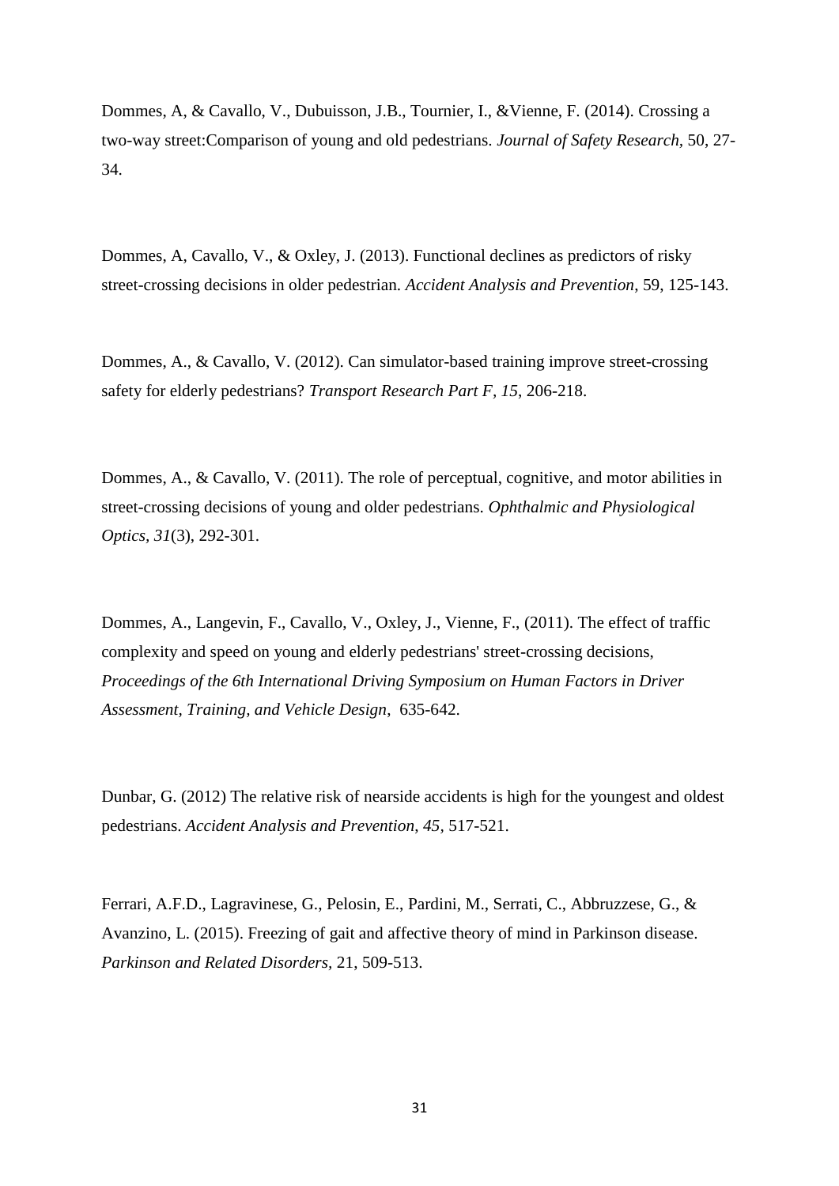Dommes, A, & Cavallo, V., Dubuisson, J.B., Tournier, I., &Vienne, F. (2014). Crossing a two-way street:Comparison of young and old pedestrians. *Journal of Safety Research*, 50, 27-34.

Dommes, A, Cavallo, V., & Oxley, J. (2013). Functional declines as predictors of risky street-crossing decisions in older pedestrian. *Accident Analysis and Prevention*, 59, 125-143.

Dommes, A., & Cavallo, V. (2012). Can simulator-based training improve street-crossing safety for elderly pedestrians? *Transport Research Part F, 15*, 206-218.

Dommes, A., & Cavallo, V. (2011). The role of perceptual, cognitive, and motor abilities in street-crossing decisions of young and older pedestrians. *Ophthalmic and Physiological Optics*, *31*(3), 292-301.

Dommes, A., Langevin, F., Cavallo, V., Oxley, J., Vienne, F., (2011). The effect of traffic complexity and speed on young and elderly pedestrians' street-crossing decisions, *Proceedings of the 6th International Driving Symposium on Human Factors in Driver Assessment, Training, and Vehicle Design*, 635-642.

Dunbar, G. (2012) The relative risk of nearside accidents is high for the youngest and oldest pedestrians. *Accident Analysis and Prevention*, *45*, 517-521.

Ferrari, A.F.D., Lagravinese, G., Pelosin, E., Pardini, M., Serrati, C., Abbruzzese, G., & Avanzino, L. (2015). Freezing of gait and affective theory of mind in Parkinson disease. *Parkinson and Related Disorders*, 21, 509-513.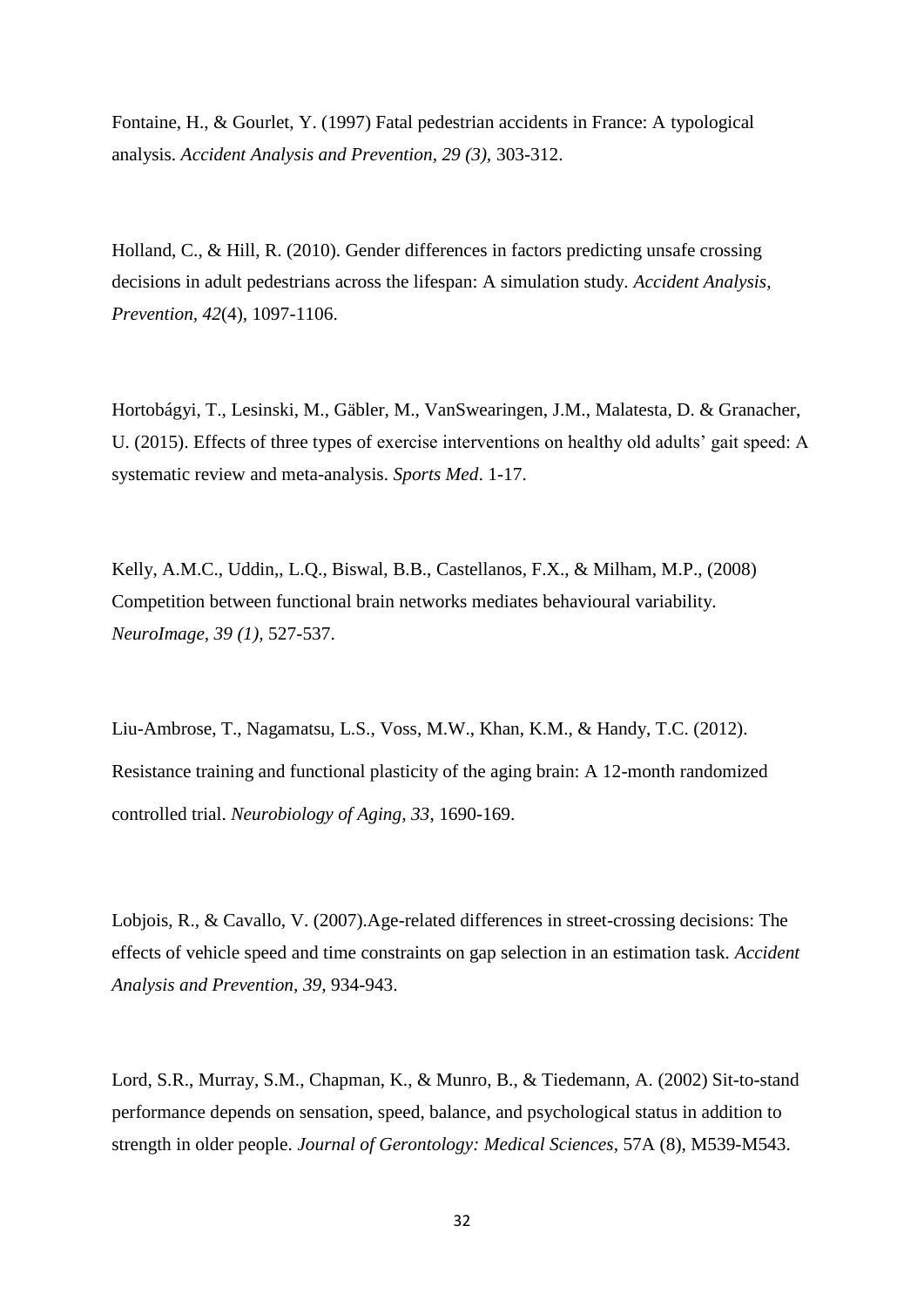Fontaine, H., & Gourlet, Y. (1997) Fatal pedestrian accidents in France: A typological analysis. *Accident Analysis and Prevention, 29 (3),* 303-312.

Holland, C., & Hill, R. (2010). Gender differences in factors predicting unsafe crossing decisions in adult pedestrians across the lifespan: A simulation study. *Accident Analysis, Prevention, 42*(4), 1097-1106.

Hortobágyi, T., Lesinski, M., Gäbler, M., VanSwearingen, J.M., Malatesta, D. & Granacher, U. (2015). Effects of three types of exercise interventions on healthy old adults' gait speed: A systematic review and meta-analysis. *Sports Med*. 1-17.

Kelly, A.M.C., Uddin,, L.Q., Biswal, B.B., Castellanos, F.X., & Milham, M.P., (2008) Competition between functional brain networks mediates behavioural variability. *NeuroImage, 39 (1),* 527-537.

Liu-Ambrose, T., Nagamatsu, L.S., Voss, M.W., Khan, K.M., & Handy, T.C. (2012). Resistance training and functional plasticity of the aging brain: A 12-month randomized controlled trial. *Neurobiology of Aging, 33*, 1690-169.

Lobjois, R., & Cavallo, V. (2007).Age-related differences in street-crossing decisions: The effects of vehicle speed and time constraints on gap selection in an estimation task. *Accident Analysis and Prevention, 39,* 934-943.

Lord, S.R., Murray, S.M., Chapman, K., & Munro, B., & Tiedemann, A. (2002) Sit-to-stand performance depends on sensation, speed, balance, and psychological status in addition to strength in older people. *Journal of Gerontology: Medical Sciences*, 57A (8), M539-M543.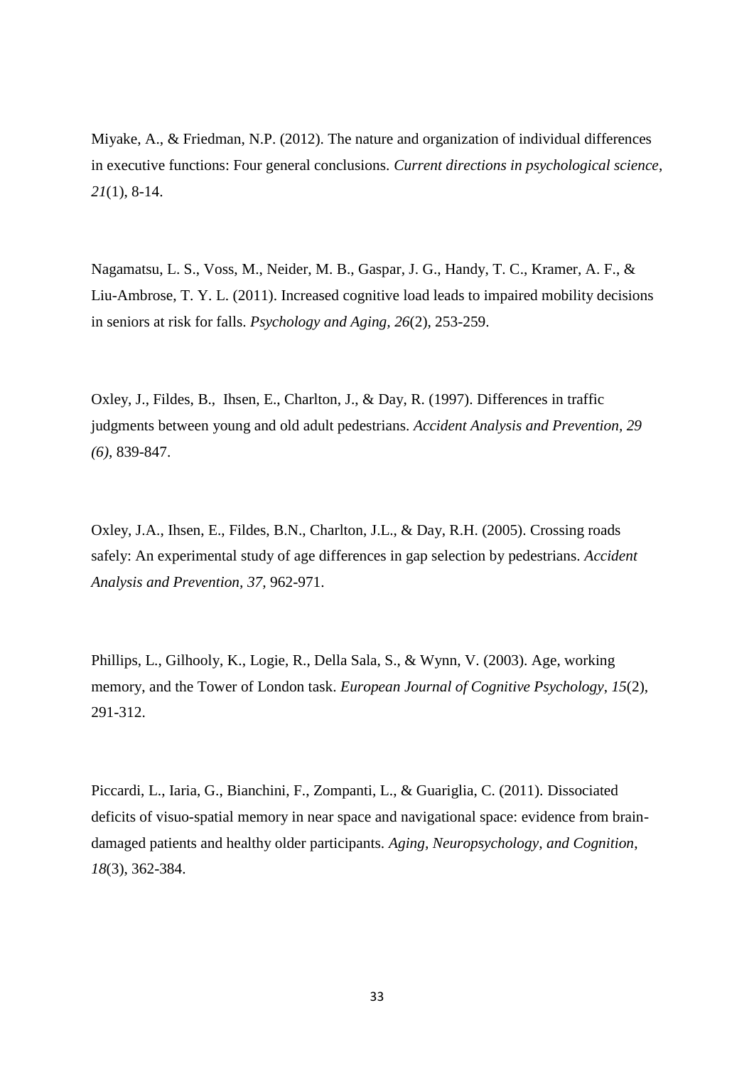Miyake, A., & Friedman, N.P. (2012). The nature and organization of individual differences in executive functions: Four general conclusions. *Current directions in psychological science*, *21*(1), 8-14.

Nagamatsu, L. S., Voss, M., Neider, M. B., Gaspar, J. G., Handy, T. C., Kramer, A. F., & Liu-Ambrose, T. Y. L. (2011). Increased cognitive load leads to impaired mobility decisions in seniors at risk for falls. *Psychology and Aging, 26*(2), 253-259.

Oxley, J., Fildes, B., Ihsen, E., Charlton, J., & Day, R. (1997). Differences in traffic judgments between young and old adult pedestrians. *Accident Analysis and Prevention, 29 (6)*, 839-847.

Oxley, J.A., Ihsen, E., Fildes, B.N., Charlton, J.L., & Day, R.H. (2005). Crossing roads safely: An experimental study of age differences in gap selection by pedestrians. *Accident Analysis and Prevention, 37,* 962-971.

Phillips, L., Gilhooly, K., Logie, R., Della Sala, S., & Wynn, V. (2003). Age, working memory, and the Tower of London task. *European Journal of Cognitive Psychology*, *15*(2), 291-312.

Piccardi, L., Iaria, G., Bianchini, F., Zompanti, L., & Guariglia, C. (2011). Dissociated deficits of visuo-spatial memory in near space and navigational space: evidence from brain-damaged patients and healthy older participants. *Aging, Neuropsychology, and Cognition*, *18*(3), 362-384.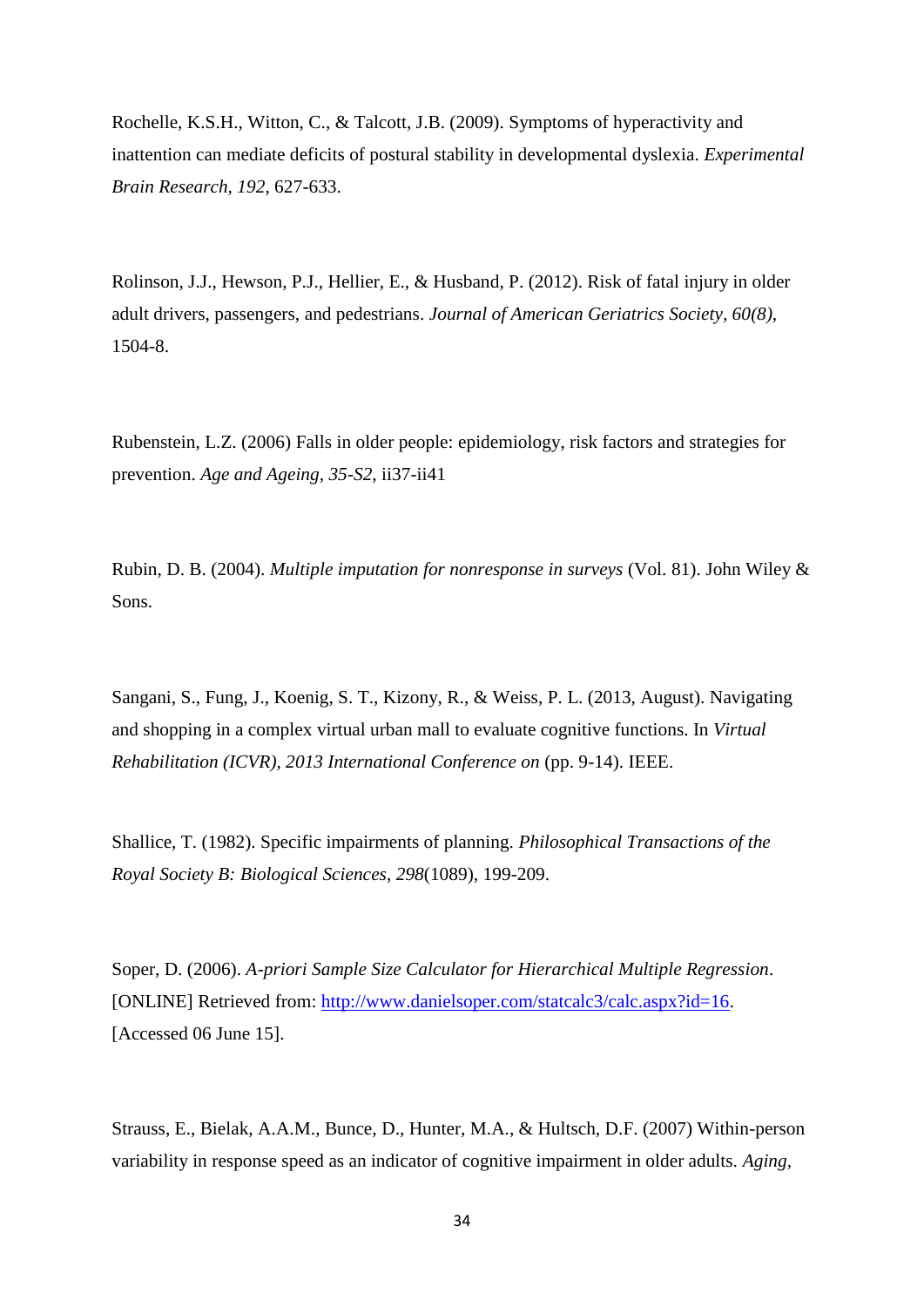Rochelle, K.S.H., Witton, C., & Talcott, J.B. (2009). Symptoms of hyperactivity and inattention can mediate deficits of postural stability in developmental dyslexia. *Experimental Brain Research, 192,* 627-633.

Rolinson, J.J., Hewson, P.J., Hellier, E., & Husband, P. (2012). Risk of fatal injury in older adult drivers, passengers, and pedestrians. *Journal of American Geriatrics Society, 60(8),* 1504-8.

Rubenstein, L.Z. (2006) Falls in older people: epidemiology, risk factors and strategies for prevention. *Age and Ageing, 35-S2,* ii37-ii41

Rubin, D. B. (2004). *Multiple imputation for nonresponse in surveys* (Vol. 81). John Wiley & Sons.

Sangani, S., Fung, J., Koenig, S. T., Kizony, R., & Weiss, P. L. (2013, August). Navigating and shopping in a complex virtual urban mall to evaluate cognitive functions. In *Virtual Rehabilitation (ICVR), 2013 International Conference on* (pp. 9-14). IEEE.

Shallice, T. (1982). Specific impairments of planning. *Philosophical Transactions of the Royal Society B: Biological Sciences*, *298*(1089), 199-209.

Soper, D. (2006). *A-priori Sample Size Calculator for Hierarchical Multiple Regression*. [ONLINE] Retrieved from: [http://www.danielsoper.com/statcalc3/calc.aspx?id=16](http://www.danielsoper.com/statcalc3/calc.aspx?id=16). [Accessed 06 June 15].

Strauss, E., Bielak, A.A.M., Bunce, D., Hunter, M.A., & Hultsch, D.F. (2007) Within-person variability in response speed as an indicator of cognitive impairment in older adults. *Aging,*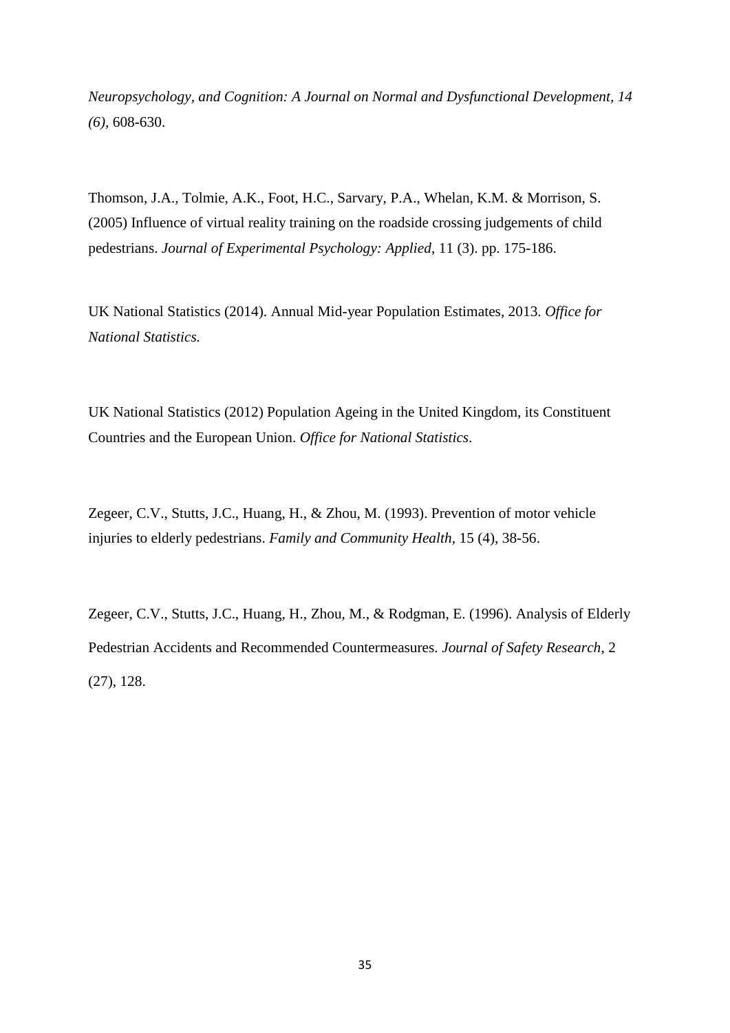*Neuropsychology, and Cognition: A Journal on Normal and Dysfunctional Development, 14 (6)*, 608-630.

Thomson, J.A., Tolmie, A.K., Foot, H.C., Sarvary, P.A., Whelan, K.M. & Morrison, S. (2005) Influence of virtual reality training on the roadside crossing judgements of child pedestrians. *Journal of Experimental Psychology: Applied*, 11 (3). pp. 175-186.

UK National Statistics (2014). Annual Mid-year Population Estimates, 2013. *Office for National Statistics.*

UK National Statistics (2012) Population Ageing in the United Kingdom, its Constituent Countries and the European Union. *Office for National Statistics*.

Zegeer, C.V., Stutts, J.C., Huang, H., & Zhou, M. (1993). Prevention of motor vehicle injuries to elderly pedestrians. *Family and Community Health*, 15 (4), 38-56.

Zegeer, C.V., Stutts, J.C., Huang, H., Zhou, M., & Rodgman, E. (1996). Analysis of Elderly Pedestrian Accidents and Recommended Countermeasures. *Journal of Safety Research*, 2 (27), 128.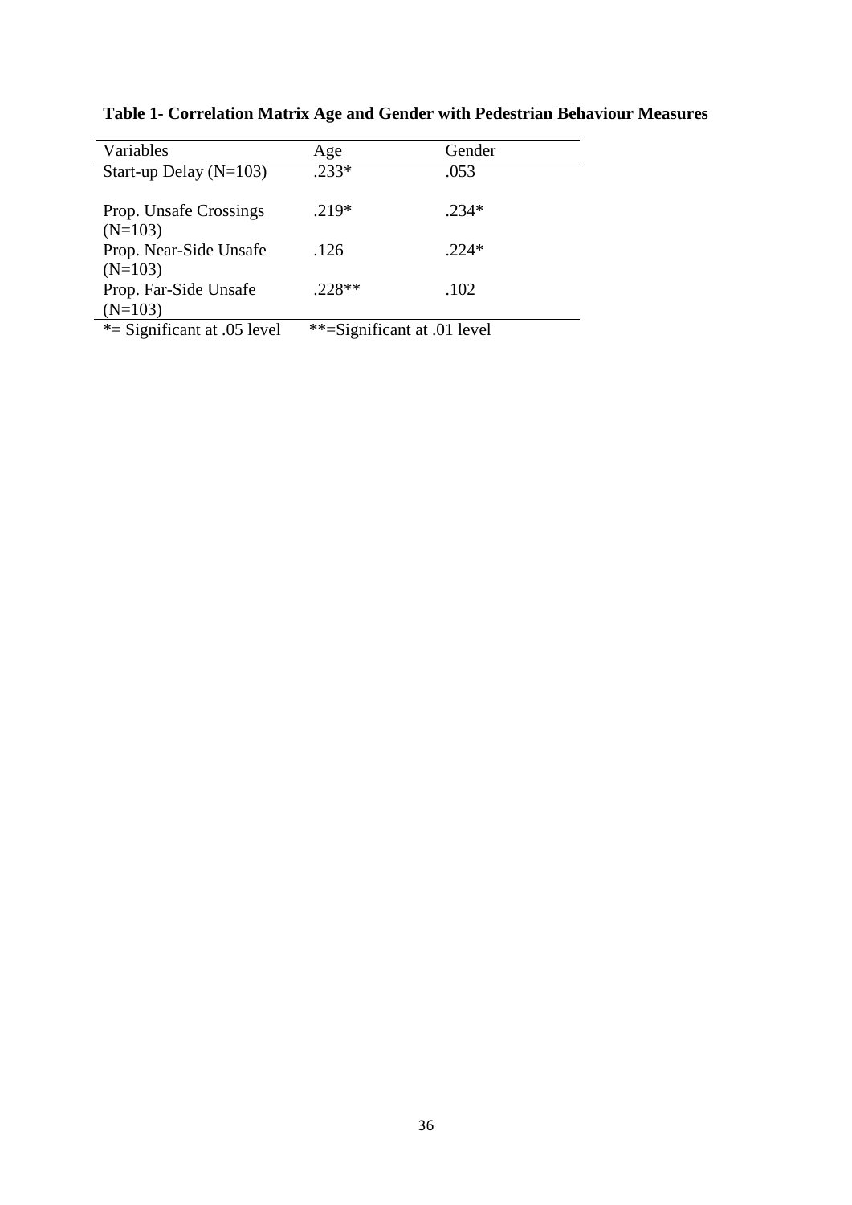**Table 1- Correlation Matrix Age and Gender with Pedestrian Behaviour Measures**

| Variables | Age | Gender |
|---|---|---|
| Start-up Delay (N=103) | .233* | .053 |
| Prop. Unsafe Crossings (N=103) | .219* | .234* |
| Prop. Near-Side Unsafe (N=103) | .126 | .224* |
| Prop. Far-Side Unsafe (N=103) | .228** | .102 |

*= Significant at .05 level  **=Significant at .01 level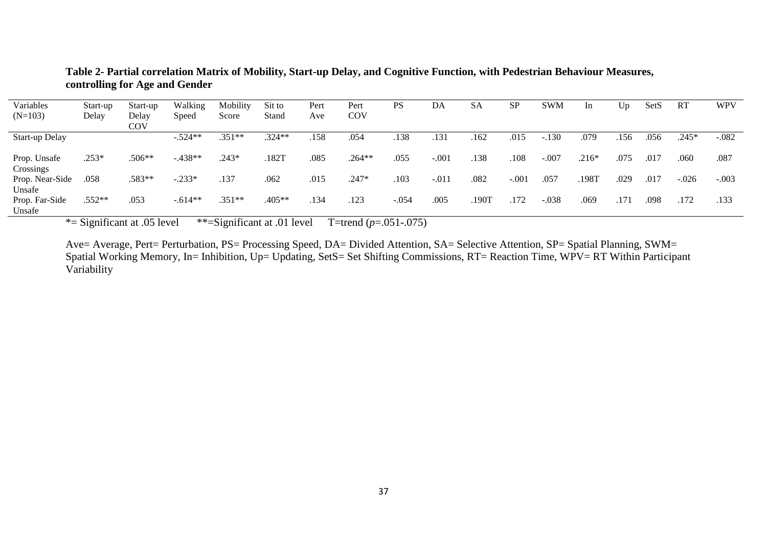**Table 2- Partial correlation Matrix of Mobility, Start-up Delay, and Cognitive Function, with Pedestrian Behaviour Measures, controlling for Age and Gender**

| Variables (N=103) | Start-up Delay | Start-up Delay COV | Walking Speed | Mobility Score | Sit to Stand | Pert Ave | Pert COV | PS | DA | SA | SP | SWM | In | Up | SetS | RT | WPV |
|---|---|---|---|---|---|---|---|---|---|---|---|---|---|---|---|---|---|
| Start-up Delay | | | -.524** | .351** | .324** | .158 | .054 | .138 | .131 | .162 | .015 | -.130 | .079 | .156 | .056 | .245* | -.082 |
| Prop. Unsafe Crossings | .253* | .506** | -.438** | .243* | .182T | .085 | .264** | .055 | -.001 | .138 | .108 | -.007 | .216* | .075 | .017 | .060 | .087 |
| Prop. Near-Side Unsafe | .058 | .583** | -.233* | .137 | .062 | .015 | .247* | .103 | -.011 | .082 | -.001 | .057 | .198T | .029 | .017 | -.026 | -.003 |
| Prop. Far-Side Unsafe | .552** | .053 | -.614** | .351** | .405** | .134 | .123 | -.054 | .005 | .190T | .172 | -.038 | .069 | .171 | .098 | .172 | .133 |

*= Significant at .05 level **=Significant at .01 level T=trend (*p*=.051-.075)

Ave= Average, Pert= Perturbation, PS= Processing Speed, DA= Divided Attention, SA= Selective Attention, SP= Spatial Planning, SWM= Spatial Working Memory, In= Inhibition, Up= Updating, SetS= Set Shifting Commissions, RT= Reaction Time, WPV= RT Within Participant Variability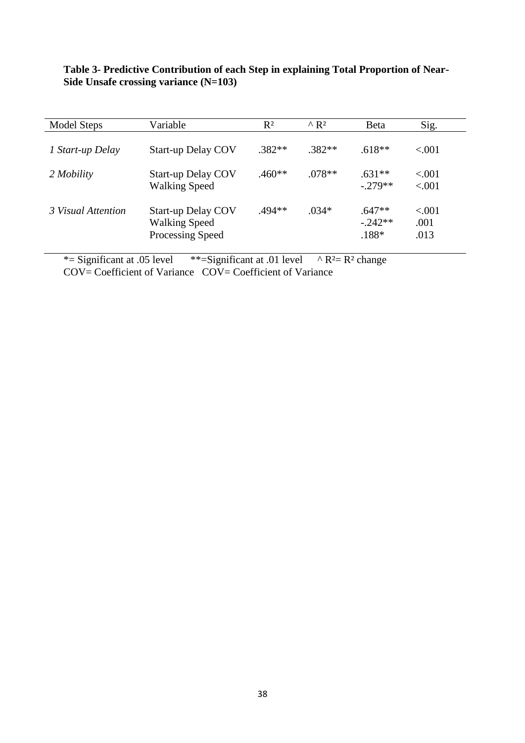**Table 3- Predictive Contribution of each Step in explaining Total Proportion of Near-Side Unsafe crossing variance (N=103)**

| Model Steps | Variable | $R^2$ | ^ $R^2$ | Beta | Sig. |
|---|---|---|---|---|---|
| *1 Start-up Delay* | Start-up Delay COV | .382** | .382** | .618** | <.001 |
| *2 Mobility* | Start-up Delay COV | .460** | .078** | .631** | <.001 |
| | Walking Speed | | | -.279** | <.001 |
| *3 Visual Attention* | Start-up Delay COV | .494** | .034* | .647** | <.001 |
| | Walking Speed | | | -.242** | .001 |
| | Processing Speed | | | .188* | .013 |

*= Significant at .05 level  **=Significant at .01 level  ^ $R^2$= $R^2$ change
COV= Coefficient of Variance  COV= Coefficient of Variance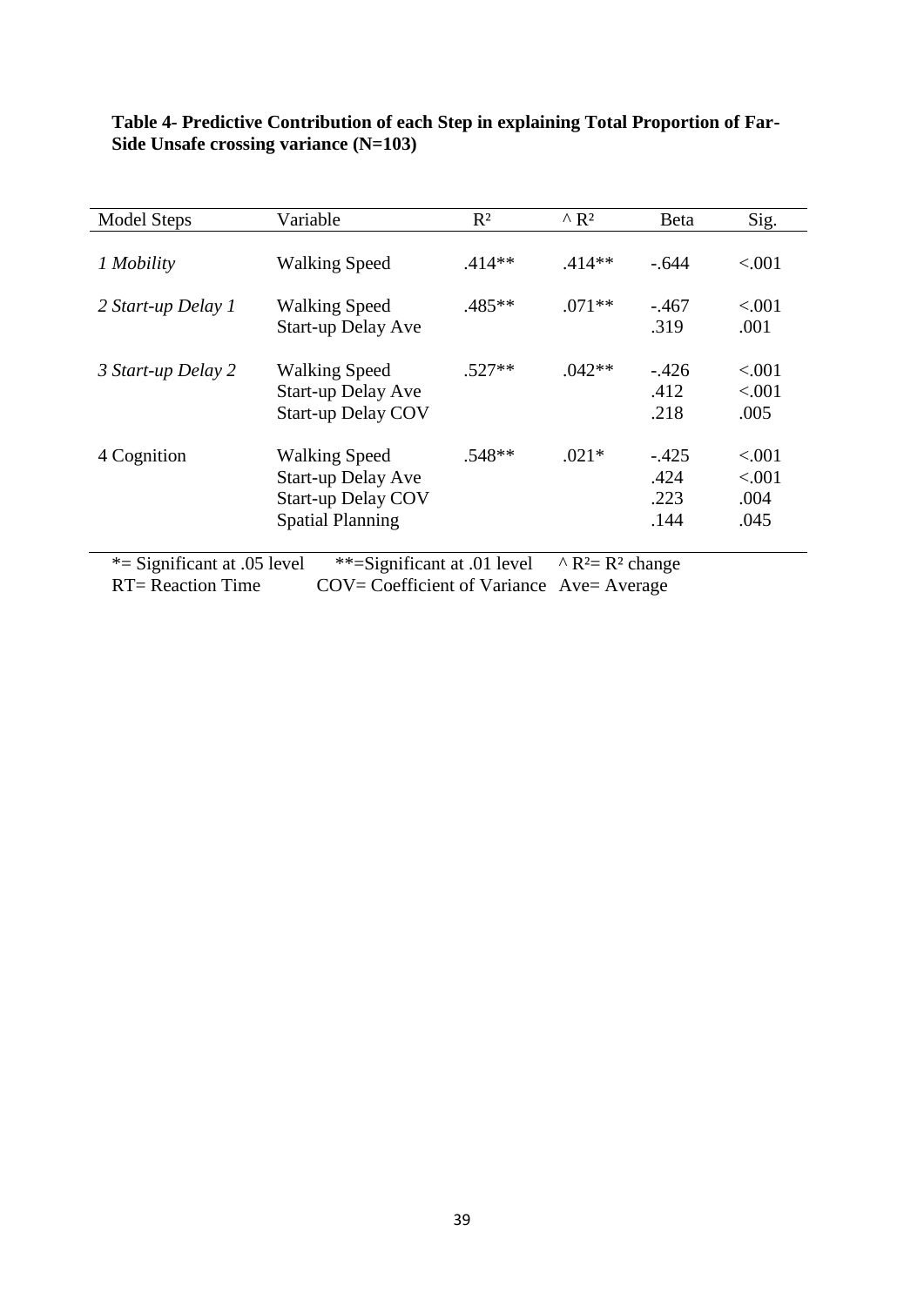**Table 4- Predictive Contribution of each Step in explaining Total Proportion of Far-Side Unsafe crossing variance (N=103)**

| Model Steps | Variable | $R^2$ | $\wedge R^2$ | Beta | Sig. |
|---|---|---|---|---|---|
| *1 Mobility* | Walking Speed | .414** | .414** | -.644 | <.001 |
| *2 Start-up Delay 1* | Walking Speed | .485** | .071** | -.467 | <.001 |
| | Start-up Delay Ave | | | .319 | .001 |
| *3 Start-up Delay 2* | Walking Speed | .527** | .042** | -.426 | <.001 |
| | Start-up Delay Ave | | | .412 | <.001 |
| | Start-up Delay COV | | | .218 | .005 |
| 4 Cognition | Walking Speed | .548** | .021* | -.425 | <.001 |
| | Start-up Delay Ave | | | .424 | <.001 |
| | Start-up Delay COV | | | .223 | .004 |
| | Spatial Planning | | | .144 | .045 |

*= Significant at .05 level  **=Significant at .01 level  $\wedge R^2 = R^2$ change
RT= Reaction Time  COV= Coefficient of Variance  Ave= Average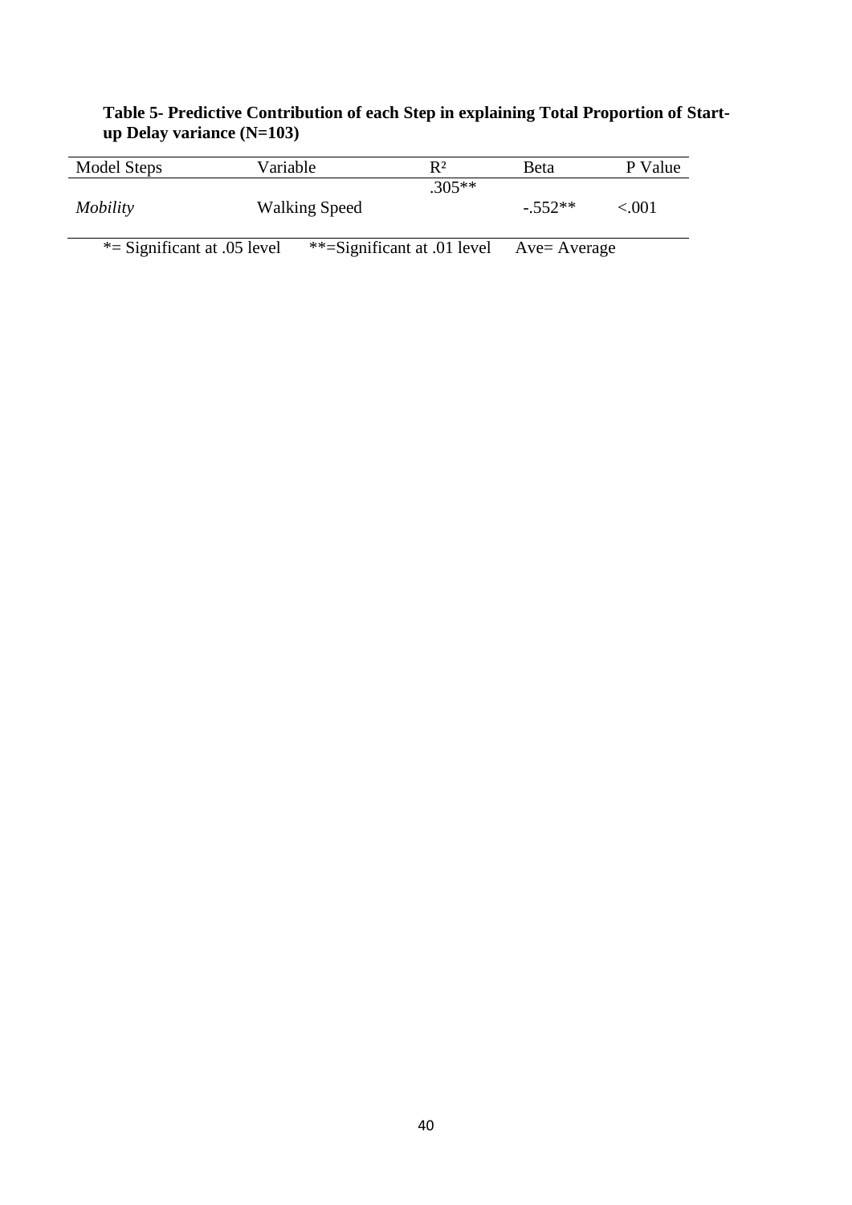**Table 5- Predictive Contribution of each Step in explaining Total Proportion of Start-up Delay variance (N=103)**

| Model Steps | Variable | $R^2$ | Beta | P Value |
|---|---|---|---|---|
| *Mobility* | Walking Speed | .305** | -.552** | <.001 |

*= Significant at .05 level **=Significant at .01 level Ave= Average